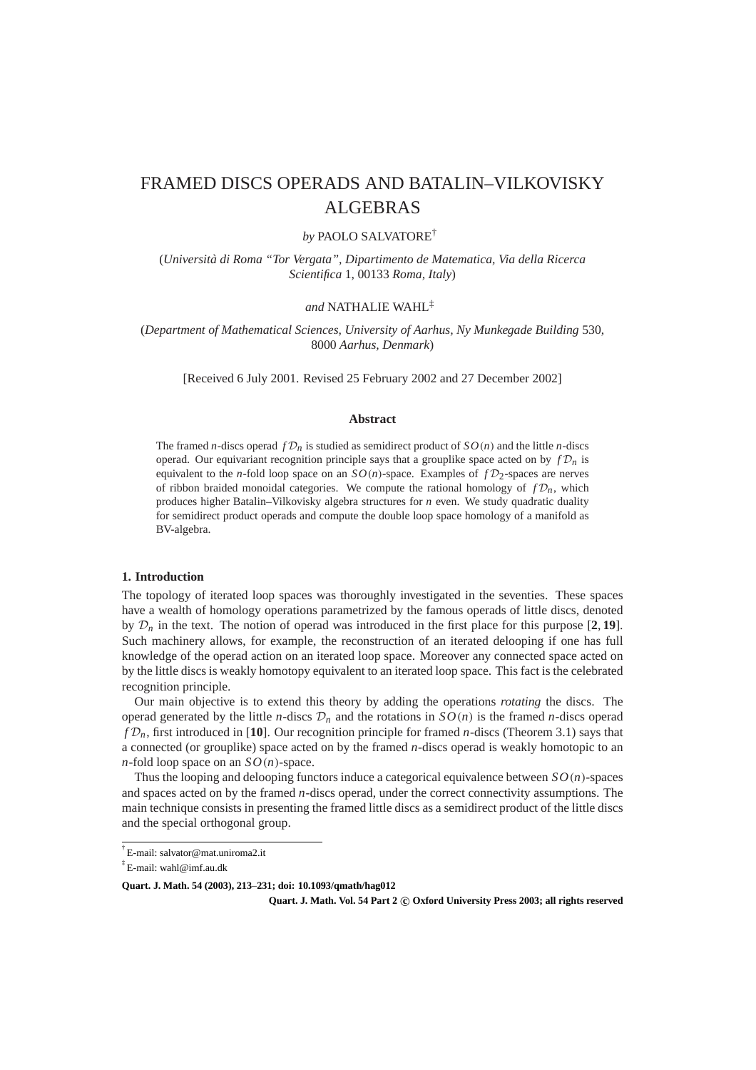# FRAMED DISCS OPERADS AND BATALIN–VILKOVISKY ALGEBRAS

*by* PAOLO SALVATORE[†]

(*Università di Roma "Tor Vergata", Dipartimento de Matematica, Via della Ricerca Scientifica* 1, 00133 *Roma, Italy*)

*and* NATHALIE WAHL[‡]

(*Department of Mathematical Sciences, University of Aarhus, Ny Munkegade Building* 530, 8000 *Aarhus, Denmark*)

[Received 6 July 2001. Revised 25 February 2002 and 27 December 2002]

### Abstract

The framed $n$-discs operad $f\mathcal{D}_n$ is studied as semidirect product of $SO(n)$ and the little $n$-discs operad. Our equivariant recognition principle says that a grouplike space acted on by $f\mathcal{D}_n$ is equivalent to the $n$-fold loop space on an $SO(n)$-space. Examples of $f\mathcal{D}_2$-spaces are nerves of ribbon braided monoidal categories. We compute the rational homology of $f\mathcal{D}_n$, which produces higher Batalin–Vilkovisky algebra structures for $n$ even. We study quadratic duality for semidirect product operads and compute the double loop space homology of a manifold as BV-algebra.

## 1. Introduction

The topology of iterated loop spaces was thoroughly investigated in the seventies. These spaces have a wealth of homology operations parametrized by the famous operads of little discs, denoted by $\mathcal{D}_n$ in the text. The notion of operad was introduced in the first place for this purpose [**2**, **19**]. Such machinery allows, for example, the reconstruction of an iterated delooping if one has full knowledge of the operad action on an iterated loop space. Moreover any connected space acted on by the little discs is weakly homotopy equivalent to an iterated loop space. This fact is the celebrated recognition principle.

Our main objective is to extend this theory by adding the operations *rotating* the discs. The operad generated by the little $n$-discs $\mathcal{D}_n$ and the rotations in $SO(n)$ is the framed $n$-discs operad $f\mathcal{D}_n$, first introduced in [**10**]. Our recognition principle for framed $n$-discs (Theorem 3.1) says that a connected (or grouplike) space acted on by the framed $n$-discs operad is weakly homotopic to an $n$-fold loop space on an $SO(n)$-space.

Thus the looping and delooping functors induce a categorical equivalence between $SO(n)$-spaces and spaces acted on by the framed $n$-discs operad, under the correct connectivity assumptions. The main technique consists in presenting the framed little discs as a semidirect product of the little discs and the special orthogonal group.

[†] E-mail: salvator@mat.uniroma2.it

[‡] E-mail: wahl@imf.au.dk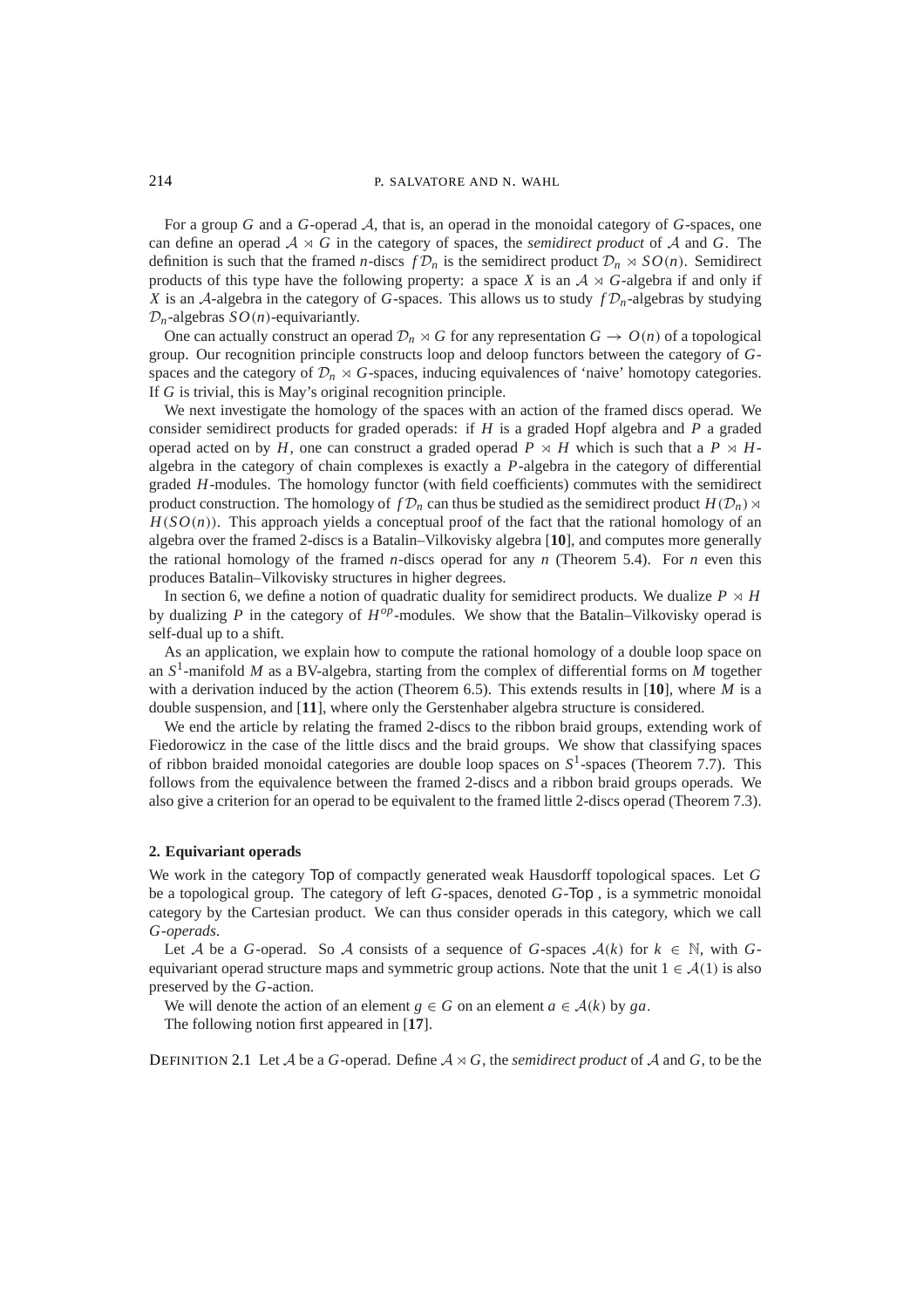For a group $G$ and a $G$-operad $\mathcal{A}$, that is, an operad in the monoidal category of $G$-spaces, one can define an operad $\mathcal{A} \rtimes G$ in the category of spaces, the *semidirect product* of $\mathcal{A}$ and $G$. The definition is such that the framed $n$-discs $f\mathcal{D}_n$ is the semidirect product $\mathcal{D}_n \rtimes SO(n)$. Semidirect products of this type have the following property: a space $X$ is an $\mathcal{A} \rtimes G$-algebra if and only if $X$ is an $\mathcal{A}$-algebra in the category of $G$-spaces. This allows us to study $f\mathcal{D}_n$-algebras by studying $\mathcal{D}_n$-algebras $SO(n)$-equivariantly.

One can actually construct an operad $\mathcal{D}_n \rtimes G$ for any representation $G \to O(n)$ of a topological group. Our recognition principle constructs loop and deloop functors between the category of $G$-spaces and the category of $\mathcal{D}_n \rtimes G$-spaces, inducing equivalences of 'naive' homotopy categories. If $G$ is trivial, this is May's original recognition principle.

We next investigate the homology of the spaces with an action of the framed discs operad. We consider semidirect products for graded operads: if $H$ is a graded Hopf algebra and $P$ a graded operad acted on by $H$, one can construct a graded operad $P \rtimes H$ which is such that a $P \rtimes H$-algebra in the category of chain complexes is exactly a $P$-algebra in the category of differential graded $H$-modules. The homology functor (with field coefficients) commutes with the semidirect product construction. The homology of $f\mathcal{D}_n$ can thus be studied as the semidirect product $H(\mathcal{D}_n) \rtimes H(SO(n))$. This approach yields a conceptual proof of the fact that the rational homology of an algebra over the framed 2-discs is a Batalin–Vilkovisky algebra [**10**], and computes more generally the rational homology of the framed $n$-discs operad for any $n$ (Theorem 5.4). For $n$ even this produces Batalin–Vilkovisky structures in higher degrees.

In section 6, we define a notion of quadratic duality for semidirect products. We dualize $P \rtimes H$ by dualizing $P$ in the category of $H^{op}$-modules. We show that the Batalin–Vilkovisky operad is self-dual up to a shift.

As an application, we explain how to compute the rational homology of a double loop space on an $S^1$-manifold $M$ as a BV-algebra, starting from the complex of differential forms on $M$ together with a derivation induced by the action (Theorem 6.5). This extends results in [**10**], where $M$ is a double suspension, and [**11**], where only the Gerstenhaber algebra structure is considered.

We end the article by relating the framed 2-discs to the ribbon braid groups, extending work of Fiedorowicz in the case of the little discs and the braid groups. We show that classifying spaces of ribbon braided monoidal categories are double loop spaces on $S^1$-spaces (Theorem 7.7). This follows from the equivalence between the framed 2-discs and a ribbon braid groups operads. We also give a criterion for an operad to be equivalent to the framed little 2-discs operad (Theorem 7.3).

## 2. Equivariant operads

We work in the category Top of compactly generated weak Hausdorff topological spaces. Let $G$ be a topological group. The category of left $G$-spaces, denoted $G$-Top , is a symmetric monoidal category by the Cartesian product. We can thus consider operads in this category, which we call *$G$-operads*.

Let $\mathcal{A}$ be a $G$-operad. So $\mathcal{A}$ consists of a sequence of $G$-spaces $\mathcal{A}(k)$ for $k \in \mathbb{N}$, with $G$-equivariant operad structure maps and symmetric group actions. Note that the unit $1 \in \mathcal{A}(1)$ is also preserved by the $G$-action.

We will denote the action of an element $g \in G$ on an element $a \in \mathcal{A}(k)$ by $ga$.

The following notion first appeared in [**17**].

DEFINITION 2.1 Let $\mathcal{A}$ be a $G$-operad. Define $\mathcal{A} \rtimes G$, the *semidirect product* of $\mathcal{A}$ and $G$, to be the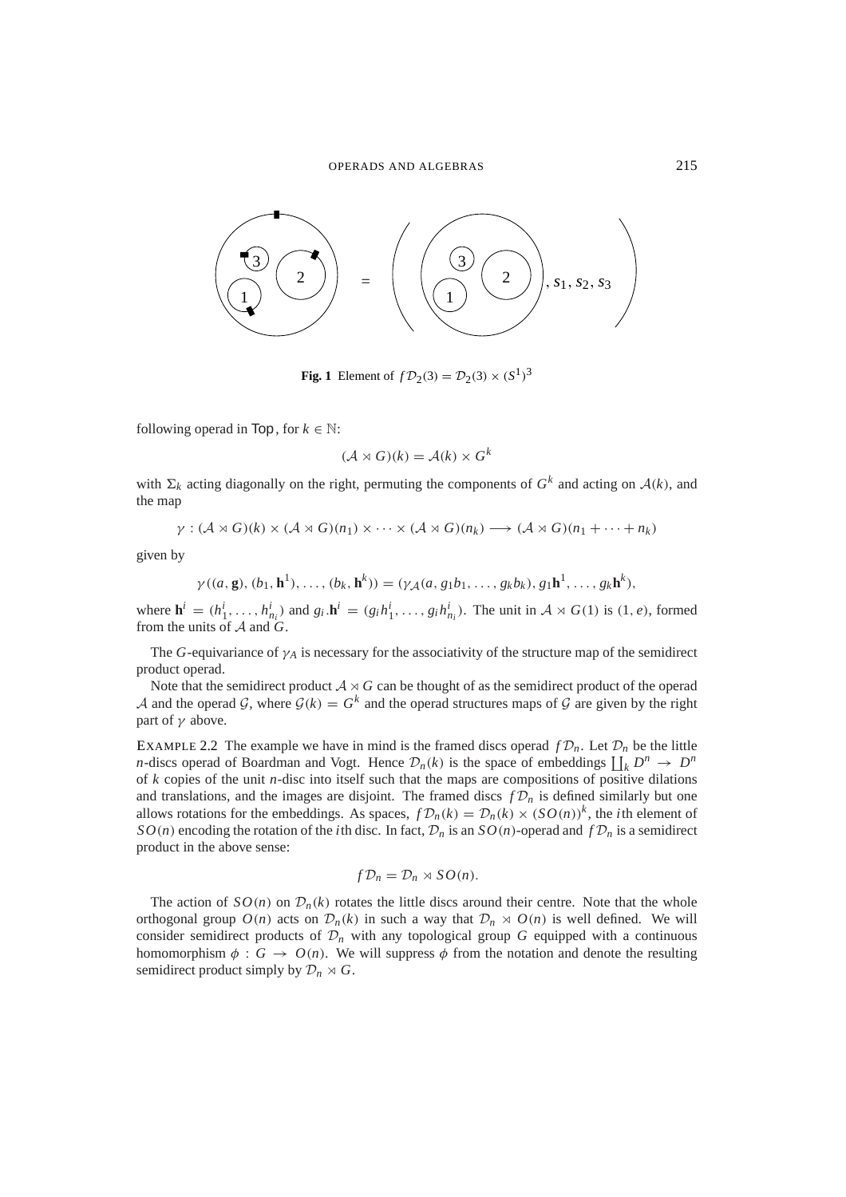**Fig. 1** Element of $f\mathcal{D}_2(3) = \mathcal{D}_2(3) \times (S^1)^3$

following operad in Top, for $k \in \mathbb{N}$:

$$(\mathcal{A} \rtimes G)(k) = \mathcal{A}(k) \times G^k$$

with $\Sigma_k$ acting diagonally on the right, permuting the components of $G^k$ and acting on $\mathcal{A}(k)$, and the map

$$\gamma : (\mathcal{A} \rtimes G)(k) \times (\mathcal{A} \rtimes G)(n_1) \times \cdots \times (\mathcal{A} \rtimes G)(n_k) \longrightarrow (\mathcal{A} \rtimes G)(n_1 + \cdots + n_k)$$

given by

$$\gamma((a, \mathbf{g}), (b_1, \mathbf{h}^1), \ldots, (b_k, \mathbf{h}^k)) = (\gamma_{\mathcal{A}}(a, g_1 b_1, \ldots, g_k b_k), g_1 \mathbf{h}^1, \ldots, g_k \mathbf{h}^k),$$

where $\mathbf{h}^i = (h^i_1, \ldots, h^i_{n_i})$ and $g_i.\mathbf{h}^i = (g_i h^i_1, \ldots, g_i h^i_{n_i})$. The unit in $\mathcal{A} \rtimes G(1)$ is $(1, e)$, formed from the units of $\mathcal{A}$ and $G$.

The $G$-equivariance of $\gamma_A$ is necessary for the associativity of the structure map of the semidirect product operad.

Note that the semidirect product $\mathcal{A} \rtimes G$ can be thought of as the semidirect product of the operad $\mathcal{A}$ and the operad $\mathcal{G}$, where $\mathcal{G}(k) = G^k$ and the operad structures maps of $\mathcal{G}$ are given by the right part of $\gamma$ above.

EXAMPLE 2.2 The example we have in mind is the framed discs operad $f\mathcal{D}_n$. Let $\mathcal{D}_n$ be the little $n$-discs operad of Boardman and Vogt. Hence $\mathcal{D}_n(k)$ is the space of embeddings $\coprod_k D^n \to D^n$ of $k$ copies of the unit $n$-disc into itself such that the maps are compositions of positive dilations and translations, and the images are disjoint. The framed discs $f\mathcal{D}_n$ is defined similarly but one allows rotations for the embeddings. As spaces, $f\mathcal{D}_n(k) = \mathcal{D}_n(k) \times (SO(n))^k$, the $i$th element of $SO(n)$ encoding the rotation of the $i$th disc. In fact, $\mathcal{D}_n$ is an $SO(n)$-operad and $f\mathcal{D}_n$ is a semidirect product in the above sense:

$$f\mathcal{D}_n = \mathcal{D}_n \rtimes SO(n).$$

The action of $SO(n)$ on $\mathcal{D}_n(k)$ rotates the little discs around their centre. Note that the whole orthogonal group $O(n)$ acts on $\mathcal{D}_n(k)$ in such a way that $\mathcal{D}_n \rtimes O(n)$ is well defined. We will consider semidirect products of $\mathcal{D}_n$ with any topological group $G$ equipped with a continuous homomorphism $\phi : G \to O(n)$. We will suppress $\phi$ from the notation and denote the resulting semidirect product simply by $\mathcal{D}_n \rtimes G$.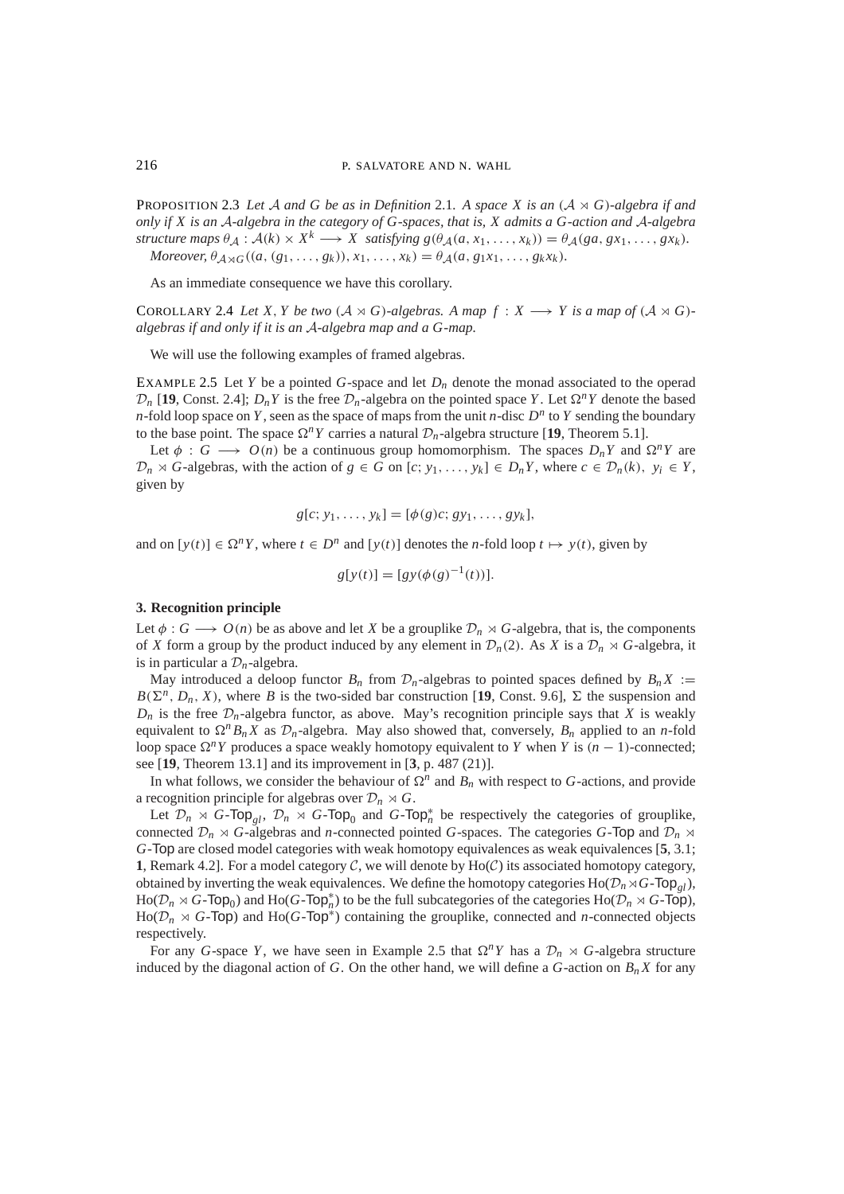PROPOSITION 2.3 *Let $\mathcal{A}$ and $G$ be as in Definition* 2.1*. A space $X$ is an $(\mathcal{A} \rtimes G)$-algebra if and only if $X$ is an $\mathcal{A}$-algebra in the category of $G$-spaces, that is, $X$ admits a $G$-action and $\mathcal{A}$-algebra structure maps $\theta_{\mathcal{A}} : \mathcal{A}(k) \times X^k \longrightarrow X$ satisfying $g(\theta_{\mathcal{A}}(a, x_1, \ldots, x_k)) = \theta_{\mathcal{A}}(ga, gx_1, \ldots, gx_k)$.*

*Moreover, $\theta_{\mathcal{A} \rtimes G}((a, (g_1, \ldots, g_k)), x_1, \ldots, x_k) = \theta_{\mathcal{A}}(a, g_1x_1, \ldots, g_kx_k)$.*

As an immediate consequence we have this corollary.

COROLLARY 2.4 *Let $X, Y$ be two $(\mathcal{A} \rtimes G)$-algebras. A map $f : X \longrightarrow Y$ is a map of $(\mathcal{A} \rtimes G)$-algebras if and only if it is an $\mathcal{A}$-algebra map and a $G$-map.*

We will use the following examples of framed algebras.

EXAMPLE 2.5 Let $Y$ be a pointed $G$-space and let $D_n$ denote the monad associated to the operad $\mathcal{D}_n$ [**19**, Const. 2.4]; $D_nY$ is the free $\mathcal{D}_n$-algebra on the pointed space $Y$. Let $\Omega^nY$ denote the based $n$-fold loop space on $Y$, seen as the space of maps from the unit $n$-disc $D^n$ to $Y$ sending the boundary to the base point. The space $\Omega^nY$ carries a natural $\mathcal{D}_n$-algebra structure [**19**, Theorem 5.1].

Let $\phi : G \longrightarrow O(n)$ be a continuous group homomorphism. The spaces $D_nY$ and $\Omega^nY$ are $\mathcal{D}_n \rtimes G$-algebras, with the action of $g \in G$ on $[c; y_1, \ldots, y_k] \in D_nY$, where $c \in \mathcal{D}_n(k)$, $y_i \in Y$, given by

$$g[c; y_1, \ldots, y_k] = [\phi(g)c; gy_1, \ldots, gy_k],$$

and on $[y(t)] \in \Omega^nY$, where $t \in D^n$ and $[y(t)]$ denotes the $n$-fold loop $t \mapsto y(t)$, given by

$$g[y(t)] = [gy(\phi(g)^{-1}(t))].$$

### 3. Recognition principle

Let $\phi : G \longrightarrow O(n)$ be as above and let $X$ be a grouplike $\mathcal{D}_n \rtimes G$-algebra, that is, the components of $X$ form a group by the product induced by any element in $\mathcal{D}_n(2)$. As $X$ is a $\mathcal{D}_n \rtimes G$-algebra, it is in particular a $\mathcal{D}_n$-algebra.

May introduced a deloop functor $B_n$ from $\mathcal{D}_n$-algebras to pointed spaces defined by $B_nX := B(\Sigma^n, D_n, X)$, where $B$ is the two-sided bar construction [**19**, Const. 9.6], $\Sigma$ the suspension and $D_n$ is the free $\mathcal{D}_n$-algebra functor, as above. May's recognition principle says that $X$ is weakly equivalent to $\Omega^nB_nX$ as $\mathcal{D}_n$-algebra. May also showed that, conversely, $B_n$ applied to an $n$-fold loop space $\Omega^nY$ produces a space weakly homotopy equivalent to $Y$ when $Y$ is $(n-1)$-connected; see [**19**, Theorem 13.1] and its improvement in [**3**, p. 487 (21)].

In what follows, we consider the behaviour of $\Omega^n$ and $B_n$ with respect to $G$-actions, and provide a recognition principle for algebras over $\mathcal{D}_n \rtimes G$.

Let $\mathcal{D}_n \rtimes G\text{-}\mathsf{Top}_{gl}$, $\mathcal{D}_n \rtimes G\text{-}\mathsf{Top}_0$ and $G\text{-}\mathsf{Top}_n^*$ be respectively the categories of grouplike, connected $\mathcal{D}_n \rtimes G$-algebras and $n$-connected pointed $G$-spaces. The categories $G\text{-}\mathsf{Top}$ and $\mathcal{D}_n \rtimes G\text{-}\mathsf{Top}$ are closed model categories with weak homotopy equivalences as weak equivalences [**5**, 3.1; **1**, Remark 4.2]. For a model category $\mathcal{C}$, we will denote by $\mathrm{Ho}(\mathcal{C})$ its associated homotopy category, obtained by inverting the weak equivalences. We define the homotopy categories $\mathrm{Ho}(\mathcal{D}_n \rtimes G\text{-}\mathsf{Top}_{gl})$, $\mathrm{Ho}(\mathcal{D}_n \rtimes G\text{-}\mathsf{Top}_0)$ and $\mathrm{Ho}(G\text{-}\mathsf{Top}_n^*)$ to be the full subcategories of the categories $\mathrm{Ho}(\mathcal{D}_n \rtimes G\text{-}\mathsf{Top})$, $\mathrm{Ho}(\mathcal{D}_n \rtimes G\text{-}\mathsf{Top})$ and $\mathrm{Ho}(G\text{-}\mathsf{Top}^*)$ containing the grouplike, connected and $n$-connected objects respectively.

For any $G$-space $Y$, we have seen in Example 2.5 that $\Omega^nY$ has a $\mathcal{D}_n \rtimes G$-algebra structure induced by the diagonal action of $G$. On the other hand, we will define a $G$-action on $B_nX$ for any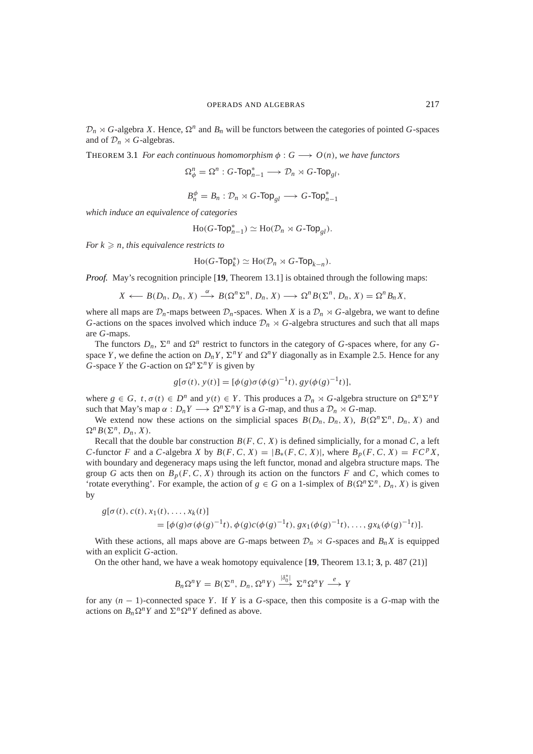$\mathcal{D}_n \rtimes G$-algebra $X$. Hence, $\Omega^n$ and $B_n$ will be functors between the categories of pointed $G$-spaces and of $\mathcal{D}_n \rtimes G$-algebras.

THEOREM 3.1 *For each continuous homomorphism $\phi : G \longrightarrow O(n)$, we have functors*

$$\Omega^n_\phi = \Omega^n : G\text{-}\mathsf{Top}^*_{n-1} \longrightarrow \mathcal{D}_n \rtimes G\text{-}\mathsf{Top}_{gl},$$

$$B^\phi_n = B_n : \mathcal{D}_n \rtimes G\text{-}\mathsf{Top}_{gl} \longrightarrow G\text{-}\mathsf{Top}^*_{n-1}$$

*which induce an equivalence of categories*

$$\mathrm{Ho}(G\text{-}\mathsf{Top}^*_{n-1}) \simeq \mathrm{Ho}(\mathcal{D}_n \rtimes G\text{-}\mathsf{Top}_{gl}).$$

*For $k \geqslant n$, this equivalence restricts to*

$$\mathrm{Ho}(G\text{-}\mathsf{Top}^*_k) \simeq \mathrm{Ho}(\mathcal{D}_n \rtimes G\text{-}\mathsf{Top}_{k-n}).$$

*Proof.* May's recognition principle [**19**, Theorem 13.1] is obtained through the following maps:

$$X \longleftarrow B(D_n, D_n, X) \xrightarrow{\alpha} B(\Omega^n\Sigma^n, D_n, X) \longrightarrow \Omega^n B(\Sigma^n, D_n, X) = \Omega^n B_n X,$$

where all maps are $\mathcal{D}_n$-maps between $\mathcal{D}_n$-spaces. When $X$ is a $\mathcal{D}_n \rtimes G$-algebra, we want to define $G$-actions on the spaces involved which induce $\mathcal{D}_n \rtimes G$-algebra structures and such that all maps are $G$-maps.

The functors $D_n$, $\Sigma^n$ and $\Omega^n$ restrict to functors in the category of $G$-spaces where, for any $G$-space $Y$, we define the action on $D_nY$, $\Sigma^nY$ and $\Omega^nY$ diagonally as in Example 2.5. Hence for any $G$-space $Y$ the $G$-action on $\Omega^n\Sigma^nY$ is given by

$$g[\sigma(t), y(t)] = [\phi(g)\sigma(\phi(g)^{-1}t), gy(\phi(g)^{-1}t)],$$

where $g \in G$, $t, \sigma(t) \in D^n$ and $y(t) \in Y$. This produces a $\mathcal{D}_n \rtimes G$-algebra structure on $\Omega^n\Sigma^nY$ such that May's map $\alpha : D_nY \longrightarrow \Omega^n\Sigma^nY$ is a $G$-map, and thus a $\mathcal{D}_n \rtimes G$-map.

We extend now these actions on the simplicial spaces $B(D_n, D_n, X)$, $B(\Omega^n\Sigma^n, D_n, X)$ and $\Omega^n B(\Sigma^n, D_n, X)$.

Recall that the double bar construction $B(F, C, X)$ is defined simplicially, for a monad $C$, a left $C$-functor $F$ and a $C$-algebra $X$ by $B(F, C, X) = |B_*(F, C, X)|$, where $B_p(F, C, X) = FC^pX$, with boundary and degeneracy maps using the left functor, monad and algebra structure maps. The group $G$ acts then on $B_p(F, C, X)$ through its action on the functors $F$ and $C$, which comes to 'rotate everything'. For example, the action of $g \in G$ on a 1-simplex of $B(\Omega^n\Sigma^n, D_n, X)$ is given by

$$\begin{aligned} g[\sigma(t), c(t), x_1(t), \ldots, x_k(t)] \\ = [\phi(g)\sigma(\phi(g)^{-1}t), \phi(g)c(\phi(g)^{-1}t), gx_1(\phi(g)^{-1}t), \ldots, gx_k(\phi(g)^{-1}t)]. \end{aligned}$$

With these actions, all maps above are $G$-maps between $\mathcal{D}_n \rtimes G$-spaces and $B_nX$ is equipped with an explicit $G$-action.

On the other hand, we have a weak homotopy equivalence [**19**, Theorem 13.1; **3**, p. 487 (21)]

$$B_n\Omega^nY = B(\Sigma^n, D_n, \Omega^nY) \xrightarrow{|\delta_0^*|} \Sigma^n\Omega^nY \xrightarrow{e} Y$$

for any $(n-1)$-connected space $Y$. If $Y$ is a $G$-space, then this composite is a $G$-map with the actions on $B_n\Omega^nY$ and $\Sigma^n\Omega^nY$ defined as above.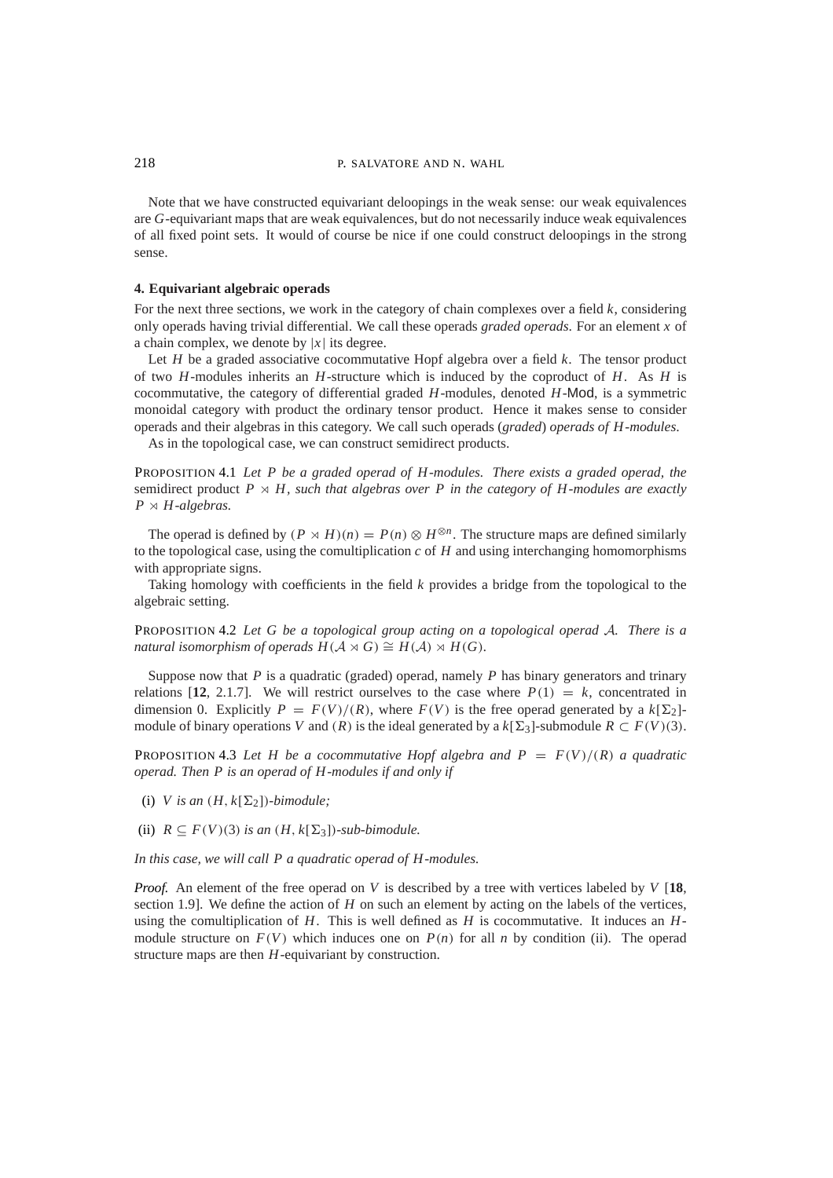Note that we have constructed equivariant deloopings in the weak sense: our weak equivalences are $G$-equivariant maps that are weak equivalences, but do not necessarily induce weak equivalences of all fixed point sets. It would of course be nice if one could construct deloopings in the strong sense.

### 4. Equivariant algebraic operads

For the next three sections, we work in the category of chain complexes over a field $k$, considering only operads having trivial differential. We call these operads *graded operads*. For an element $x$ of a chain complex, we denote by $|x|$ its degree.

Let $H$ be a graded associative cocommutative Hopf algebra over a field $k$. The tensor product of two $H$-modules inherits an $H$-structure which is induced by the coproduct of $H$. As $H$ is cocommutative, the category of differential graded $H$-modules, denoted $H$-Mod, is a symmetric monoidal category with product the ordinary tensor product. Hence it makes sense to consider operads and their algebras in this category. We call such operads (*graded*) *operads of $H$-modules*.

As in the topological case, we can construct semidirect products.

PROPOSITION 4.1 *Let $P$ be a graded operad of $H$-modules. There exists a graded operad, the* semidirect product $P \rtimes H$*, such that algebras over $P$ in the category of $H$-modules are exactly $P \rtimes H$-algebras.*

The operad is defined by $(P \rtimes H)(n) = P(n) \otimes H^{\otimes n}$. The structure maps are defined similarly to the topological case, using the comultiplication $c$ of $H$ and using interchanging homomorphisms with appropriate signs.

Taking homology with coefficients in the field $k$ provides a bridge from the topological to the algebraic setting.

PROPOSITION 4.2 *Let $G$ be a topological group acting on a topological operad $\mathcal{A}$. There is a natural isomorphism of operads $H(\mathcal{A} \rtimes G) \cong H(\mathcal{A}) \rtimes H(G)$.*

Suppose now that $P$ is a quadratic (graded) operad, namely $P$ has binary generators and trinary relations [**12**, 2.1.7]. We will restrict ourselves to the case where $P(1) = k$, concentrated in dimension 0. Explicitly $P = F(V)/(R)$, where $F(V)$ is the free operad generated by a $k[\Sigma_2]$-module of binary operations $V$ and $(R)$ is the ideal generated by a $k[\Sigma_3]$-submodule $R \subset F(V)(3)$.

PROPOSITION 4.3 *Let $H$ be a cocommutative Hopf algebra and $P = F(V)/(R)$ a quadratic operad. Then $P$ is an operad of $H$-modules if and only if*

(i) *$V$ is an $(H, k[\Sigma_2])$-bimodule;*

(ii) *$R \subseteq F(V)(3)$ is an $(H, k[\Sigma_3])$-sub-bimodule.*

*In this case, we will call $P$ a quadratic operad of $H$-modules.*

*Proof.* An element of the free operad on $V$ is described by a tree with vertices labeled by $V$ [**18**, section 1.9]. We define the action of $H$ on such an element by acting on the labels of the vertices, using the comultiplication of $H$. This is well defined as $H$ is cocommutative. It induces an $H$-module structure on $F(V)$ which induces one on $P(n)$ for all $n$ by condition (ii). The operad structure maps are then $H$-equivariant by construction.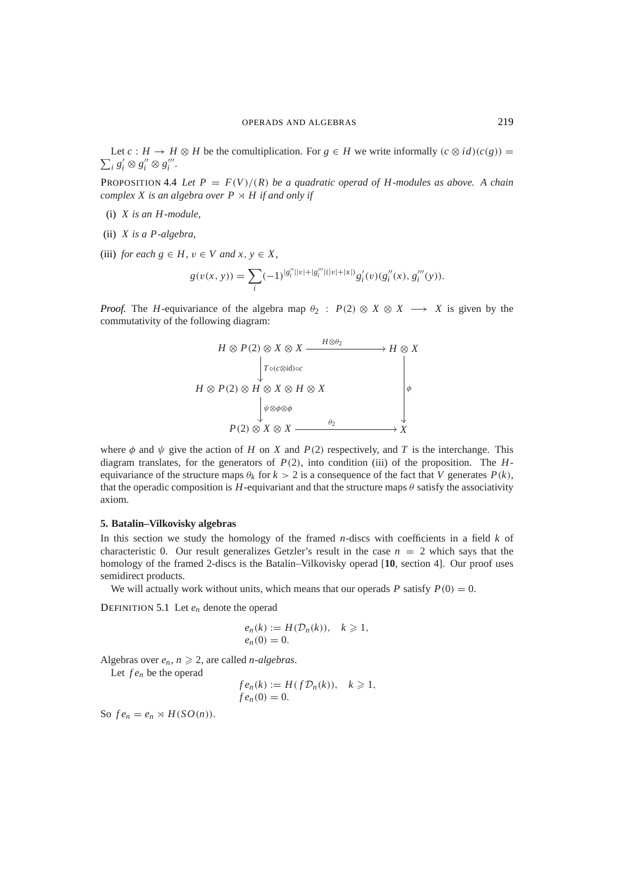Let $c : H \to H \otimes H$ be the comultiplication. For $g \in H$ we write informally $(c \otimes id)(c(g)) = \sum_i g_i' \otimes g_i'' \otimes g_i'''$.

PROPOSITION 4.4 *Let $P = F(V)/(R)$ be a quadratic operad of $H$-modules as above. A chain complex $X$ is an algebra over $P \rtimes H$ if and only if*

(i) *$X$ is an $H$-module,*

(ii) *$X$ is a $P$-algebra,*

(iii) *for each $g \in H$, $v \in V$ and $x, y \in X$,*

$$g(v(x, y)) = \sum_i (-1)^{|g_i''||v| + |g_i'''|(|v|+|x|)} g_i'(v)(g_i''(x), g_i'''(y)).$$

*Proof.* The $H$-equivariance of the algebra map $\theta_2 : P(2) \otimes X \otimes X \longrightarrow X$ is given by the commutativity of the following diagram:

$$\begin{array}{ccc}
H \otimes P(2) \otimes X \otimes X & \xrightarrow{H \otimes \theta_2} & H \otimes X \\
\downarrow{\scriptstyle T \circ (c \otimes \mathrm{id}) \circ c} & & \\
H \otimes P(2) \otimes H \otimes X \otimes H \otimes X & & \downarrow{\scriptstyle \phi} \\
\downarrow{\scriptstyle \psi \otimes \phi \otimes \phi} & & \\
P(2) \otimes X \otimes X & \xrightarrow{\theta_2} & X
\end{array}$$

where $\phi$ and $\psi$ give the action of $H$ on $X$ and $P(2)$ respectively, and $T$ is the interchange. This diagram translates, for the generators of $P(2)$, into condition (iii) of the proposition. The $H$-equivariance of the structure maps $\theta_k$ for $k > 2$ is a consequence of the fact that $V$ generates $P(k)$, that the operadic composition is $H$-equivariant and that the structure maps $\theta$ satisfy the associativity axiom.

### 5. Batalin–Vilkovisky algebras

In this section we study the homology of the framed $n$-discs with coefficients in a field $k$ of characteristic 0. Our result generalizes Getzler's result in the case $n = 2$ which says that the homology of the framed 2-discs is the Batalin–Vilkovisky operad [**10**, section 4]. Our proof uses semidirect products.

We will actually work without units, which means that our operads $P$ satisfy $P(0) = 0$.

DEFINITION 5.1 Let $e_n$ denote the operad

$$\begin{aligned} e_n(k) &:= H(\mathcal{D}_n(k)), \quad k \geqslant 1, \\ e_n(0) &= 0. \end{aligned}$$

Algebras over $e_n$, $n \geqslant 2$, are called *$n$-algebras*.

Let $fe_n$ be the operad

$$\begin{aligned} fe_n(k) &:= H(f\mathcal{D}_n(k)), \quad k \geqslant 1, \\ fe_n(0) &= 0. \end{aligned}$$

So $fe_n = e_n \rtimes H(SO(n))$.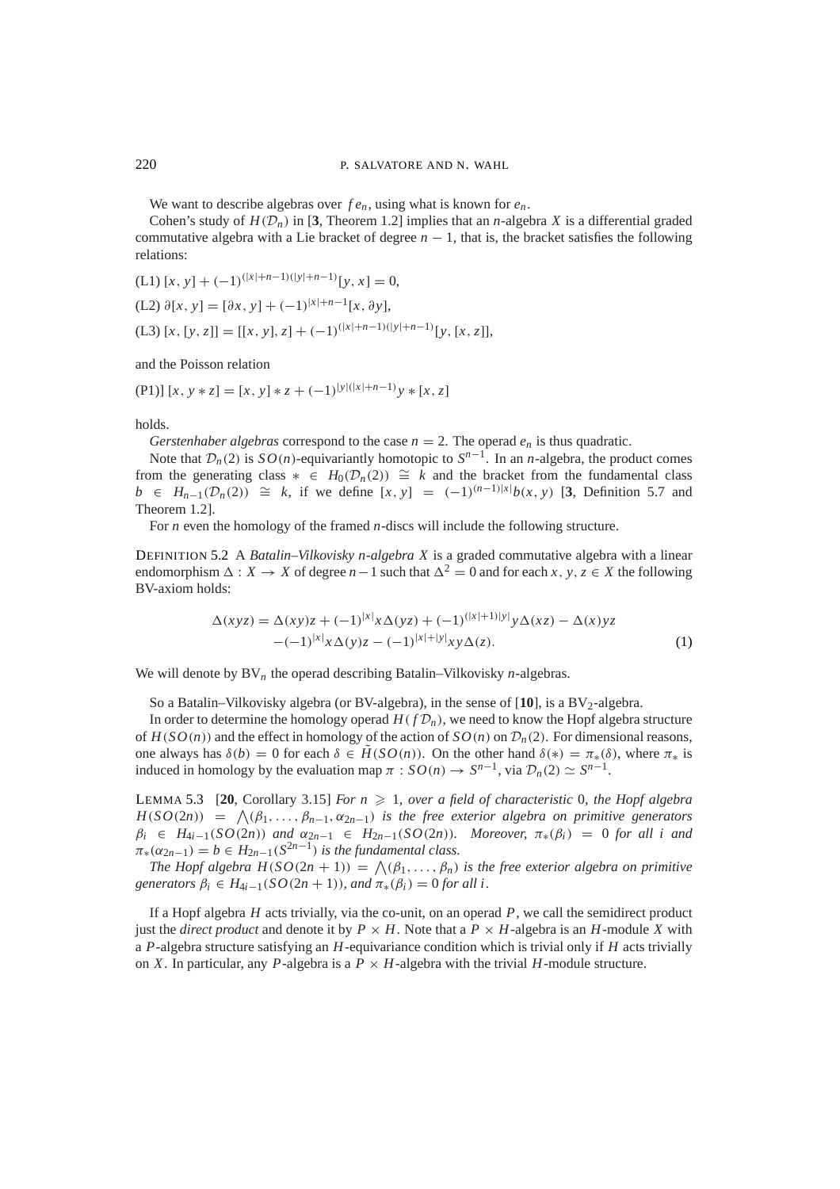We want to describe algebras over $fe_n$, using what is known for $e_n$.

Cohen's study of $H(\mathcal{D}_n)$ in [**3**, Theorem 1.2] implies that an $n$-algebra $X$ is a differential graded commutative algebra with a Lie bracket of degree $n-1$, that is, the bracket satisfies the following relations:

(L1) $[x, y] + (-1)^{(|x|+n-1)(|y|+n-1)}[y, x] = 0$,

(L2) $\partial[x, y] = [\partial x, y] + (-1)^{|x|+n-1}[x, \partial y]$,

(L3) $[x, [y, z]] = [[x, y], z] + (-1)^{(|x|+n-1)(|y|+n-1)}[y, [x, z]]$,

and the Poisson relation

(P1)] $[x, y * z] = [x, y] * z + (-1)^{|y|(|x|+n-1)} y * [x, z]$

holds.

*Gerstenhaber algebras* correspond to the case $n = 2$. The operad $e_n$ is thus quadratic.

Note that $\mathcal{D}_n(2)$ is $SO(n)$-equivariantly homotopic to $S^{n-1}$. In an $n$-algebra, the product comes from the generating class $* \in H_0(\mathcal{D}_n(2)) \cong k$ and the bracket from the fundamental class $b \in H_{n-1}(\mathcal{D}_n(2)) \cong k$, if we define $[x, y] = (-1)^{(n-1)|x|}b(x, y)$ [**3**, Definition 5.7 and Theorem 1.2].

For $n$ even the homology of the framed $n$-discs will include the following structure.

DEFINITION 5.2 A *Batalin–Vilkovisky n-algebra X* is a graded commutative algebra with a linear endomorphism $\Delta : X \to X$ of degree $n-1$ such that $\Delta^2 = 0$ and for each $x, y, z \in X$ the following BV-axiom holds:

$$
\begin{aligned}
\Delta(xyz) = {} & \Delta(xy)z + (-1)^{|x|}x\Delta(yz) + (-1)^{(|x|+1)|y|}y\Delta(xz) - \Delta(x)yz \\
& -(-1)^{|x|}x\Delta(y)z - (-1)^{|x|+|y|}xy\Delta(z).
\end{aligned} \tag{1}
$$

We will denote by $\mathrm{BV}_n$ the operad describing Batalin–Vilkovisky $n$-algebras.

So a Batalin–Vilkovisky algebra (or BV-algebra), in the sense of [**10**], is a $\mathrm{BV}_2$-algebra.

In order to determine the homology operad $H(f\mathcal{D}_n)$, we need to know the Hopf algebra structure of $H(SO(n))$ and the effect in homology of the action of $SO(n)$ on $\mathcal{D}_n(2)$. For dimensional reasons, one always has $\delta(b) = 0$ for each $\delta \in \tilde{H}(SO(n))$. On the other hand $\delta(*) = \pi_*(\delta)$, where $\pi_*$ is induced in homology by the evaluation map $\pi : SO(n) \to S^{n-1}$, via $\mathcal{D}_n(2) \simeq S^{n-1}$.

LEMMA 5.3 [**20**, Corollary 3.15] *For $n \geqslant 1$, over a field of characteristic* 0, *the Hopf algebra $H(SO(2n)) = \bigwedge(\beta_1, \ldots, \beta_{n-1}, \alpha_{2n-1})$ is the free exterior algebra on primitive generators $\beta_i \in H_{4i-1}(SO(2n))$ and $\alpha_{2n-1} \in H_{2n-1}(SO(2n))$. Moreover, $\pi_*(\beta_i) = 0$ for all $i$ and $\pi_*(\alpha_{2n-1}) = b \in H_{2n-1}(S^{2n-1})$ is the fundamental class.*

*The Hopf algebra $H(SO(2n+1)) = \bigwedge(\beta_1, \ldots, \beta_n)$ is the free exterior algebra on primitive generators $\beta_i \in H_{4i-1}(SO(2n+1))$, and $\pi_*(\beta_i) = 0$ for all $i$.*

If a Hopf algebra $H$ acts trivially, via the co-unit, on an operad $P$, we call the semidirect product just the *direct product* and denote it by $P \times H$. Note that a $P \times H$-algebra is an $H$-module $X$ with a $P$-algebra structure satisfying an $H$-equivariance condition which is trivial only if $H$ acts trivially on $X$. In particular, any $P$-algebra is a $P \times H$-algebra with the trivial $H$-module structure.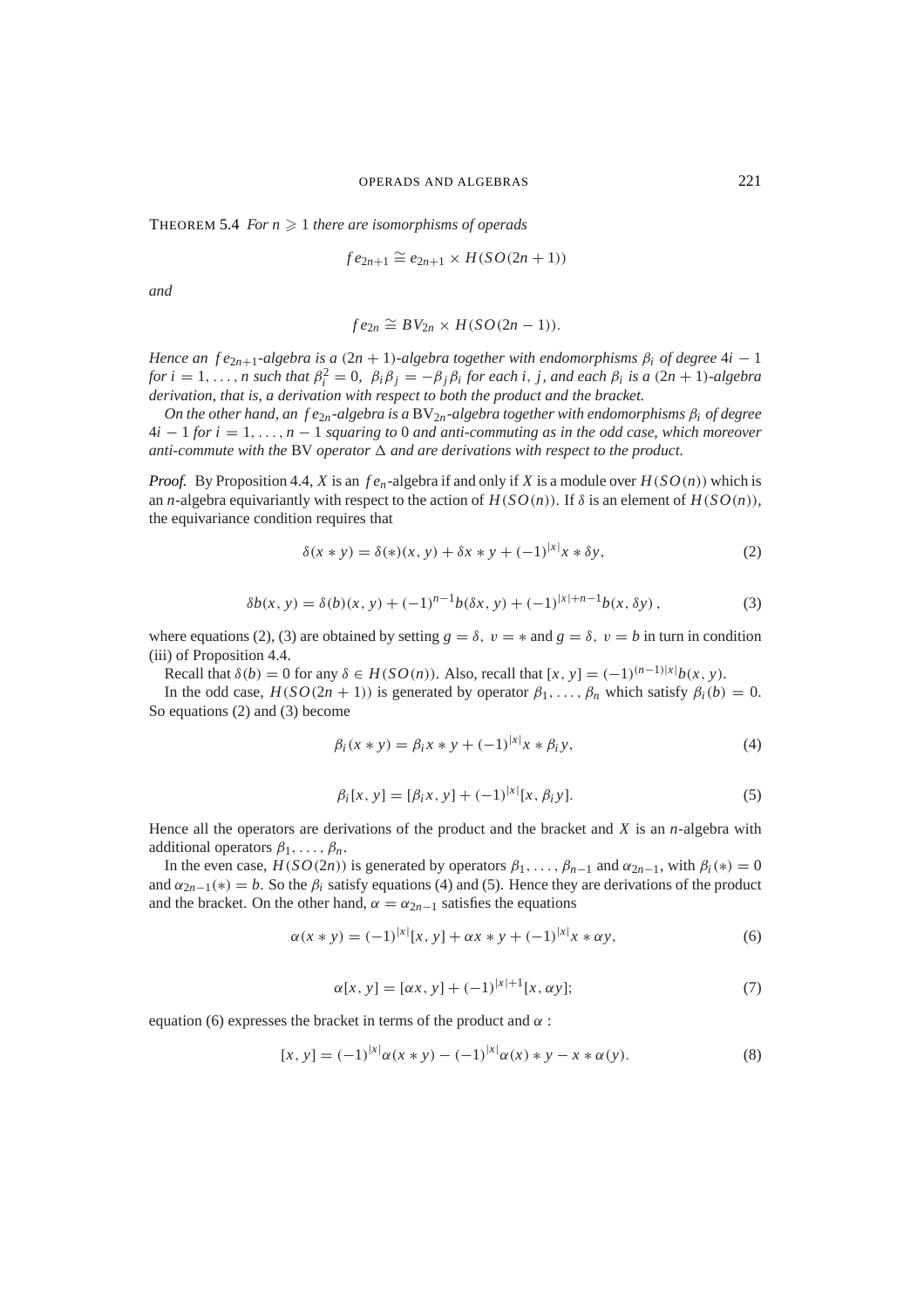**Theorem 5.4** *For $n \geqslant 1$ there are isomorphisms of operads*

$$fe_{2n+1} \cong e_{2n+1} \times H(SO(2n+1))$$

*and*

$$fe_{2n} \cong BV_{2n} \times H(SO(2n-1)).$$

*Hence an $fe_{2n+1}$-algebra is a $(2n+1)$-algebra together with endomorphisms $\beta_i$ of degree $4i-1$ for $i = 1, \ldots, n$ such that $\beta_i^2 = 0$, $\beta_i \beta_j = -\beta_j \beta_i$ for each $i$, $j$, and each $\beta_i$ is a $(2n+1)$-algebra derivation, that is, a derivation with respect to both the product and the bracket.*

*On the other hand, an $fe_{2n}$-algebra is a $\mathrm{BV}_{2n}$-algebra together with endomorphisms $\beta_i$ of degree $4i-1$ for $i = 1, \ldots, n-1$ squaring to $0$ and anti-commuting as in the odd case, which moreover anti-commute with the BV operator $\Delta$ and are derivations with respect to the product.*

*Proof.* By Proposition 4.4, $X$ is an $fe_n$-algebra if and only if $X$ is a module over $H(SO(n))$ which is an $n$-algebra equivariantly with respect to the action of $H(SO(n))$. If $\delta$ is an element of $H(SO(n))$, the equivariance condition requires that

$$\delta(x * y) = \delta(*)(x, y) + \delta x * y + (-1)^{|x|} x * \delta y, \tag{2}$$

$$\delta b(x, y) = \delta(b)(x, y) + (-1)^{n-1} b(\delta x, y) + (-1)^{|x|+n-1} b(x, \delta y), \tag{3}$$

where equations (2), (3) are obtained by setting $g = \delta,\ v = *$ and $g = \delta,\ v = b$ in turn in condition (iii) of Proposition 4.4.

Recall that $\delta(b) = 0$ for any $\delta \in H(SO(n))$. Also, recall that $[x, y] = (-1)^{(n-1)|x|} b(x, y)$.

In the odd case, $H(SO(2n+1))$ is generated by operator $\beta_1, \ldots, \beta_n$ which satisfy $\beta_i(b) = 0$. So equations (2) and (3) become

$$\beta_i(x * y) = \beta_i x * y + (-1)^{|x|} x * \beta_i y, \tag{4}$$

$$\beta_i[x, y] = [\beta_i x, y] + (-1)^{|x|}[x, \beta_i y]. \tag{5}$$

Hence all the operators are derivations of the product and the bracket and $X$ is an $n$-algebra with additional operators $\beta_1, \ldots, \beta_n$.

In the even case, $H(SO(2n))$ is generated by operators $\beta_1, \ldots, \beta_{n-1}$ and $\alpha_{2n-1}$, with $\beta_i(*) = 0$ and $\alpha_{2n-1}(*) = b$. So the $\beta_i$ satisfy equations (4) and (5). Hence they are derivations of the product and the bracket. On the other hand, $\alpha = \alpha_{2n-1}$ satisfies the equations

$$\alpha(x * y) = (-1)^{|x|}[x, y] + \alpha x * y + (-1)^{|x|} x * \alpha y, \tag{6}$$

$$\alpha[x, y] = [\alpha x, y] + (-1)^{|x|+1}[x, \alpha y]; \tag{7}$$

equation (6) expresses the bracket in terms of the product and $\alpha$ :

$$[x, y] = (-1)^{|x|} \alpha(x * y) - (-1)^{|x|} \alpha(x) * y - x * \alpha(y). \tag{8}$$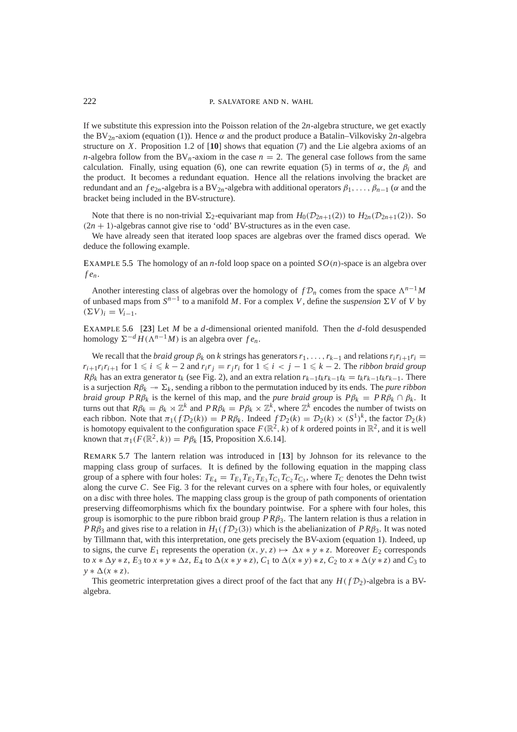If we substitute this expression into the Poisson relation of the $2n$-algebra structure, we get exactly the $\mathrm{BV}_{2n}$-axiom (equation (1)). Hence $\alpha$ and the product produce a Batalin–Vilkovisky $2n$-algebra structure on $X$. Proposition 1.2 of [**10**] shows that equation (7) and the Lie algebra axioms of an $n$-algebra follow from the $\mathrm{BV}_n$-axiom in the case $n = 2$. The general case follows from the same calculation. Finally, using equation (6), one can rewrite equation (5) in terms of $\alpha$, the $\beta_i$ and the product. It becomes a redundant equation. Hence all the relations involving the bracket are redundant and an $fe_{2n}$-algebra is a $\mathrm{BV}_{2n}$-algebra with additional operators $\beta_1, \dots, \beta_{n-1}$ ($\alpha$ and the bracket being included in the BV-structure).

Note that there is no non-trivial $\Sigma_2$-equivariant map from $H_0(\mathcal{D}_{2n+1}(2))$ to $H_{2n}(\mathcal{D}_{2n+1}(2))$. So $(2n+1)$-algebras cannot give rise to 'odd' BV-structures as in the even case.

We have already seen that iterated loop spaces are algebras over the framed discs operad. We deduce the following example.

EXAMPLE 5.5 The homology of an $n$-fold loop space on a pointed $SO(n)$-space is an algebra over $fe_n$.

Another interesting class of algebras over the homology of $f\mathcal{D}_n$ comes from the space $\Lambda^{n-1}M$ of unbased maps from $S^{n-1}$ to a manifold $M$. For a complex $V$, define the *suspension* $\Sigma V$ of $V$ by $(\Sigma V)_i = V_{i-1}$.

EXAMPLE 5.6 [**23**] Let $M$ be a $d$-dimensional oriented manifold. Then the $d$-fold desuspended homology $\Sigma^{-d} H(\Lambda^{n-1}M)$ is an algebra over $fe_n$.

We recall that the *braid group* $\beta_k$ on $k$ strings has generators $r_1, \dots, r_{k-1}$ and relations $r_i r_{i+1} r_i = r_{i+1} r_i r_{i+1}$ for $1 \leqslant i \leqslant k-2$ and $r_i r_j = r_j r_i$ for $1 \leqslant i < j-1 \leqslant k-2$. The *ribbon braid group* $R\beta_k$ has an extra generator $t_k$ (see Fig. 2), and an extra relation $r_{k-1} t_k r_{k-1} t_k = t_k r_{k-1} t_k r_{k-1}$. There is a surjection $R\beta_k \twoheadrightarrow \Sigma_k$, sending a ribbon to the permutation induced by its ends. The *pure ribbon braid group* $PR\beta_k$ is the kernel of this map, and the *pure braid group* is $P\beta_k = PR\beta_k \cap \beta_k$. It turns out that $R\beta_k = \beta_k \rtimes \mathbb{Z}^k$ and $PR\beta_k = P\beta_k \times \mathbb{Z}^k$, where $\mathbb{Z}^k$ encodes the number of twists on each ribbon. Note that $\pi_1(f\mathcal{D}_2(k)) = PR\beta_k$. Indeed $f\mathcal{D}_2(k) = \mathcal{D}_2(k) \times (S^1)^k$, the factor $\mathcal{D}_2(k)$ is homotopy equivalent to the configuration space $F(\mathbb{R}^2, k)$ of $k$ ordered points in $\mathbb{R}^2$, and it is well known that $\pi_1(F(\mathbb{R}^2, k)) = P\beta_k$ [**15**, Proposition X.6.14].

REMARK 5.7 The lantern relation was introduced in [**13**] by Johnson for its relevance to the mapping class group of surfaces. It is defined by the following equation in the mapping class group of a sphere with four holes: $T_{E_4} = T_{E_1} T_{E_2} T_{E_3} T_{C_1} T_{C_2} T_{C_3}$, where $T_C$ denotes the Dehn twist along the curve $C$. See Fig. 3 for the relevant curves on a sphere with four holes, or equivalently on a disc with three holes. The mapping class group is the group of path components of orientation preserving diffeomorphisms which fix the boundary pointwise. For a sphere with four holes, this group is isomorphic to the pure ribbon braid group $PR\beta_3$. The lantern relation is thus a relation in $PR\beta_3$ and gives rise to a relation in $H_1(f\mathcal{D}_2(3))$ which is the abelianization of $PR\beta_3$. It was noted by Tillmann that, with this interpretation, one gets precisely the BV-axiom (equation 1). Indeed, up to signs, the curve $E_1$ represents the operation $(x, y, z) \mapsto \Delta x * y * z$. Moreover $E_2$ corresponds to $x * \Delta y * z$, $E_3$ to $x * y * \Delta z$, $E_4$ to $\Delta(x * y * z)$, $C_1$ to $\Delta(x * y) * z$, $C_2$ to $x * \Delta(y * z)$ and $C_3$ to $y * \Delta(x * z)$.

This geometric interpretation gives a direct proof of the fact that any $H(f\mathcal{D}_2)$-algebra is a BV-algebra.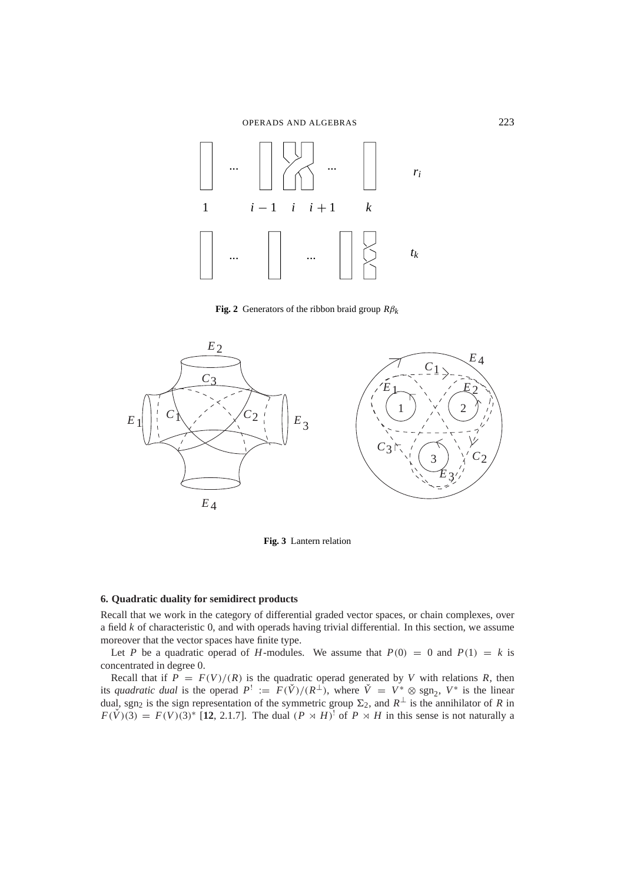**Fig. 2** Generators of the ribbon braid group $R\beta_k$

**Fig. 3** Lantern relation

### 6. Quadratic duality for semidirect products

Recall that we work in the category of differential graded vector spaces, or chain complexes, over a field $k$ of characteristic 0, and with operads having trivial differential. In this section, we assume moreover that the vector spaces have finite type.

Let $P$ be a quadratic operad of $H$-modules. We assume that $P(0) = 0$ and $P(1) = k$ is concentrated in degree 0.

Recall that if $P = F(V)/(R)$ is the quadratic operad generated by $V$ with relations $R$, then its *quadratic dual* is the operad $P^! := F(\check{V})/(R^{\perp})$, where $\check{V} = V^* \otimes \mathrm{sgn}_2$, $V^*$ is the linear dual, $\mathrm{sgn}_2$ is the sign representation of the symmetric group $\Sigma_2$, and $R^{\perp}$ is the annihilator of $R$ in $F(\check{V})(3) = F(V)(3)^*$ [**12**, 2.1.7]. The dual $(P \rtimes H)^!$ of $P \rtimes H$ in this sense is not naturally a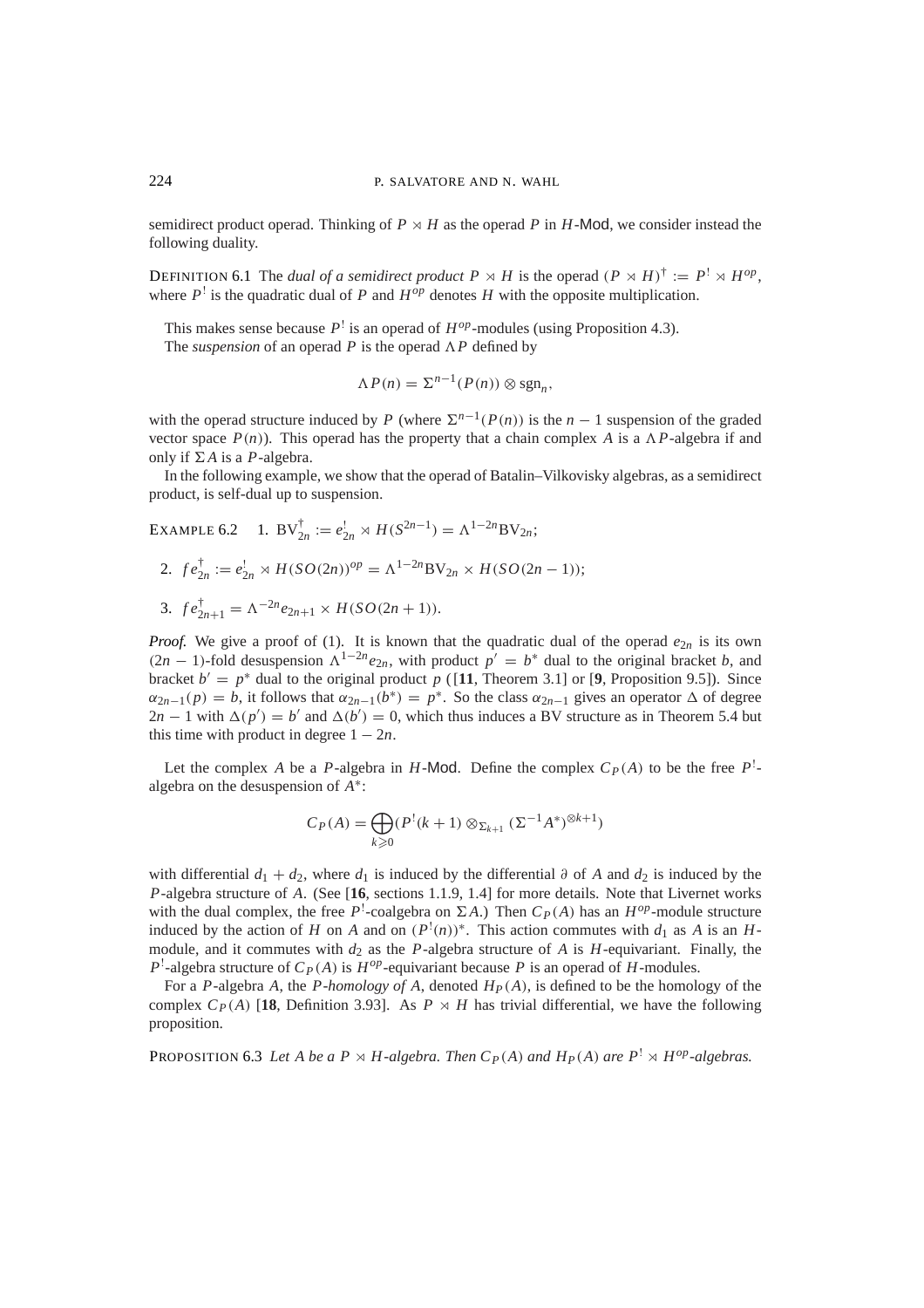semidirect product operad. Thinking of $P \rtimes H$ as the operad $P$ in $H$-Mod, we consider instead the following duality.

DEFINITION 6.1 The *dual of a semidirect product* $P \rtimes H$ is the operad $(P \rtimes H)^\dagger := P^! \rtimes H^{op}$, where $P^!$ is the quadratic dual of $P$ and $H^{op}$ denotes $H$ with the opposite multiplication.

This makes sense because $P^!$ is an operad of $H^{op}$-modules (using Proposition 4.3).

The *suspension* of an operad $P$ is the operad $\Lambda P$ defined by

$$\Lambda P(n) = \Sigma^{n-1}(P(n)) \otimes \mathrm{sgn}_n,$$

with the operad structure induced by $P$ (where $\Sigma^{n-1}(P(n))$ is the $n-1$ suspension of the graded vector space $P(n)$). This operad has the property that a chain complex $A$ is a $\Lambda P$-algebra if and only if $\Sigma A$ is a $P$-algebra.

In the following example, we show that the operad of Batalin–Vilkovisky algebras, as a semidirect product, is self-dual up to suspension.

EXAMPLE 6.2

1. $\mathrm{BV}_{2n}^\dagger := e_{2n}^! \rtimes H(S^{2n-1}) = \Lambda^{1-2n}\mathrm{BV}_{2n}$;
2. $fe_{2n}^\dagger := e_{2n}^! \rtimes H(SO(2n))^{op} = \Lambda^{1-2n}\mathrm{BV}_{2n} \times H(SO(2n-1))$;
3. $fe_{2n+1}^\dagger = \Lambda^{-2n}e_{2n+1} \times H(SO(2n+1))$.

***Proof.*** We give a proof of (1). It is known that the quadratic dual of the operad $e_{2n}$ is its own $(2n-1)$-fold desuspension $\Lambda^{1-2n}e_{2n}$, with product $p' = b^*$ dual to the original bracket $b$, and bracket $b' = p^*$ dual to the original product $p$ ([**11**, Theorem 3.1] or [**9**, Proposition 9.5]). Since $\alpha_{2n-1}(p) = b$, it follows that $\alpha_{2n-1}(b^*) = p^*$. So the class $\alpha_{2n-1}$ gives an operator $\Delta$ of degree $2n-1$ with $\Delta(p') = b'$ and $\Delta(b') = 0$, which thus induces a BV structure as in Theorem 5.4 but this time with product in degree $1-2n$.

Let the complex $A$ be a $P$-algebra in $H$-Mod. Define the complex $C_P(A)$ to be the free $P^!$-algebra on the desuspension of $A^*$:

$$C_P(A) = \bigoplus_{k \geqslant 0} (P^!(k+1) \otimes_{\Sigma_{k+1}} (\Sigma^{-1}A^*)^{\otimes k+1})$$

with differential $d_1 + d_2$, where $d_1$ is induced by the differential $\partial$ of $A$ and $d_2$ is induced by the $P$-algebra structure of $A$. (See [**16**, sections 1.1.9, 1.4] for more details. Note that Livernet works with the dual complex, the free $P^!$-coalgebra on $\Sigma A$.) Then $C_P(A)$ has an $H^{op}$-module structure induced by the action of $H$ on $A$ and on $(P^!(n))^*$. This action commutes with $d_1$ as $A$ is an $H$-module, and it commutes with $d_2$ as the $P$-algebra structure of $A$ is $H$-equivariant. Finally, the $P^!$-algebra structure of $C_P(A)$ is $H^{op}$-equivariant because $P$ is an operad of $H$-modules.

For a $P$-algebra $A$, the *$P$-homology of $A$*, denoted $H_P(A)$, is defined to be the homology of the complex $C_P(A)$ [**18**, Definition 3.93]. As $P \rtimes H$ has trivial differential, we have the following proposition.

PROPOSITION 6.3 *Let $A$ be a $P \rtimes H$-algebra. Then $C_P(A)$ and $H_P(A)$ are $P^! \rtimes H^{op}$-algebras.*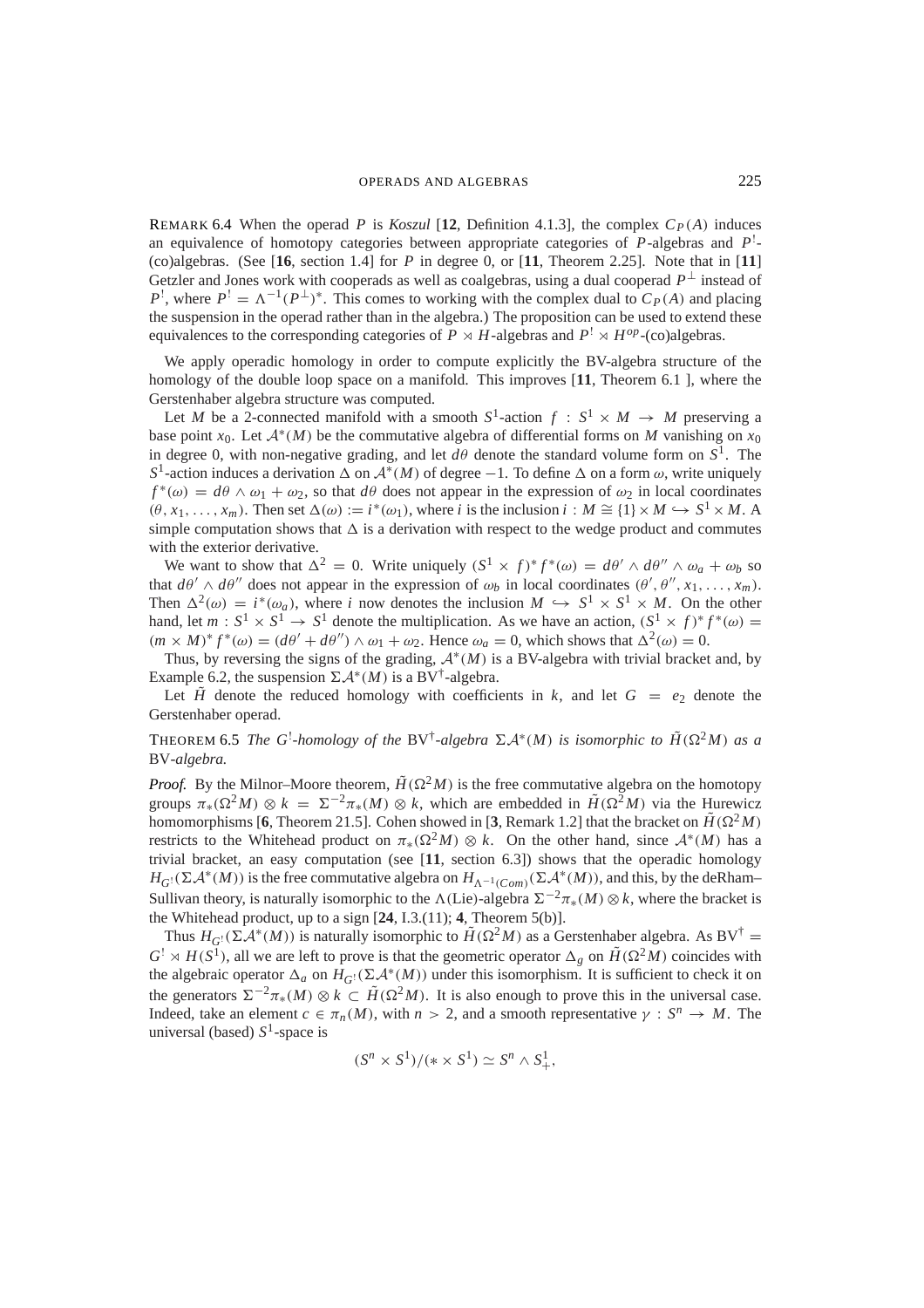REMARK 6.4 When the operad $P$ is *Koszul* [**12**, Definition 4.1.3], the complex $C_P(A)$ induces an equivalence of homotopy categories between appropriate categories of $P$-algebras and $P^!$-(co)algebras. (See [**16**, section 1.4] for $P$ in degree 0, or [**11**, Theorem 2.25]. Note that in [**11**] Getzler and Jones work with cooperads as well as coalgebras, using a dual cooperad $P^\perp$ instead of $P^!$, where $P^! = \Lambda^{-1}(P^\perp)^*$. This comes to working with the complex dual to $C_P(A)$ and placing the suspension in the operad rather than in the algebra.) The proposition can be used to extend these equivalences to the corresponding categories of $P \rtimes H$-algebras and $P^! \rtimes H^{op}$-(co)algebras.

We apply operadic homology in order to compute explicitly the BV-algebra structure of the homology of the double loop space on a manifold. This improves [**11**, Theorem 6.1 ], where the Gerstenhaber algebra structure was computed.

Let $M$ be a 2-connected manifold with a smooth $S^1$-action $f : S^1 \times M \to M$ preserving a base point $x_0$. Let $\mathcal{A}^*(M)$ be the commutative algebra of differential forms on $M$ vanishing on $x_0$ in degree 0, with non-negative grading, and let $d\theta$ denote the standard volume form on $S^1$. The $S^1$-action induces a derivation $\Delta$ on $\mathcal{A}^*(M)$ of degree $-1$. To define $\Delta$ on a form $\omega$, write uniquely $f^*(\omega) = d\theta \wedge \omega_1 + \omega_2$, so that $d\theta$ does not appear in the expression of $\omega_2$ in local coordinates $(\theta, x_1, \ldots, x_m)$. Then set $\Delta(\omega) := i^*(\omega_1)$, where $i$ is the inclusion $i : M \cong \{1\} \times M \hookrightarrow S^1 \times M$. A simple computation shows that $\Delta$ is a derivation with respect to the wedge product and commutes with the exterior derivative.

We want to show that $\Delta^2 = 0$. Write uniquely $(S^1 \times f)^* f^*(\omega) = d\theta' \wedge d\theta'' \wedge \omega_a + \omega_b$ so that $d\theta' \wedge d\theta''$ does not appear in the expression of $\omega_b$ in local coordinates $(\theta', \theta'', x_1, \ldots, x_m)$. Then $\Delta^2(\omega) = i^*(\omega_a)$, where $i$ now denotes the inclusion $M \hookrightarrow S^1 \times S^1 \times M$. On the other hand, let $m : S^1 \times S^1 \to S^1$ denote the multiplication. As we have an action, $(S^1 \times f)^* f^*(\omega) = (m \times M)^* f^*(\omega) = (d\theta' + d\theta'') \wedge \omega_1 + \omega_2$. Hence $\omega_a = 0$, which shows that $\Delta^2(\omega) = 0$.

Thus, by reversing the signs of the grading, $\mathcal{A}^*(M)$ is a BV-algebra with trivial bracket and, by Example 6.2, the suspension $\Sigma\mathcal{A}^*(M)$ is a BV$^\dagger$-algebra.

Let $\tilde{H}$ denote the reduced homology with coefficients in $k$, and let $G = e_2$ denote the Gerstenhaber operad.

THEOREM 6.5 *The $G^!$-homology of the* BV$^\dagger$*-algebra $\Sigma\mathcal{A}^*(M)$ is isomorphic to $\tilde{H}(\Omega^2 M)$ as a* BV*-algebra.*

*Proof.* By the Milnor–Moore theorem, $\tilde{H}(\Omega^2 M)$ is the free commutative algebra on the homotopy groups $\pi_*(\Omega^2 M) \otimes k = \Sigma^{-2}\pi_*(M) \otimes k$, which are embedded in $\tilde{H}(\Omega^2 M)$ via the Hurewicz homomorphisms [**6**, Theorem 21.5]. Cohen showed in [**3**, Remark 1.2] that the bracket on $\tilde{H}(\Omega^2 M)$ restricts to the Whitehead product on $\pi_*(\Omega^2 M) \otimes k$. On the other hand, since $\mathcal{A}^*(M)$ has a trivial bracket, an easy computation (see [**11**, section 6.3]) shows that the operadic homology $H_{G^!}(\Sigma\mathcal{A}^*(M))$ is the free commutative algebra on $H_{\Lambda^{-1}(Com)}(\Sigma\mathcal{A}^*(M))$, and this, by the deRham–Sullivan theory, is naturally isomorphic to the $\Lambda$(Lie)-algebra $\Sigma^{-2}\pi_*(M) \otimes k$, where the bracket is the Whitehead product, up to a sign [**24**, I.3.(11); **4**, Theorem 5(b)].

Thus $H_{G^!}(\Sigma\mathcal{A}^*(M))$ is naturally isomorphic to $\tilde{H}(\Omega^2 M)$ as a Gerstenhaber algebra. As BV$^\dagger = G^! \rtimes H(S^1)$, all we are left to prove is that the geometric operator $\Delta_g$ on $\tilde{H}(\Omega^2 M)$ coincides with the algebraic operator $\Delta_a$ on $H_{G^!}(\Sigma\mathcal{A}^*(M))$ under this isomorphism. It is sufficient to check it on the generators $\Sigma^{-2}\pi_*(M) \otimes k \subset \tilde{H}(\Omega^2 M)$. It is also enough to prove this in the universal case. Indeed, take an element $c \in \pi_n(M)$, with $n > 2$, and a smooth representative $\gamma : S^n \to M$. The universal (based) $S^1$-space is

$$(S^n \times S^1)/(* \times S^1) \simeq S^n \wedge S^1_+,$$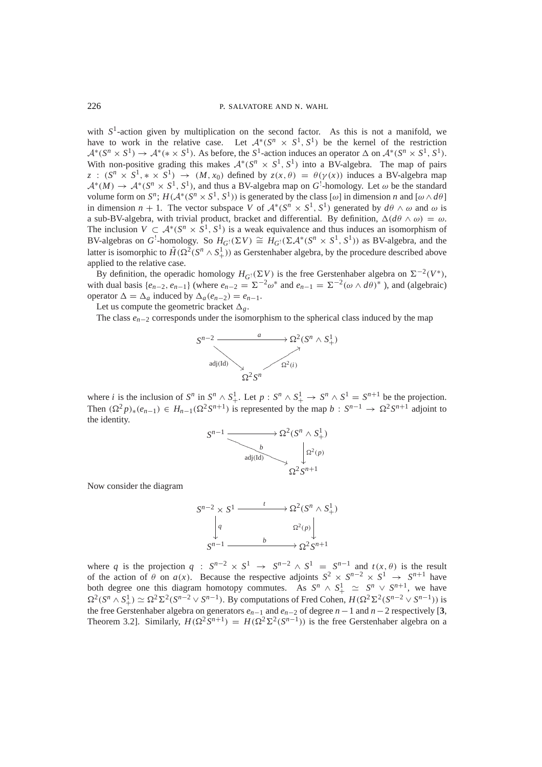with $S^1$-action given by multiplication on the second factor. As this is not a manifold, we have to work in the relative case. Let $\mathcal{A}^*(S^n \times S^1, S^1)$ be the kernel of the restriction $\mathcal{A}^*(S^n \times S^1) \to \mathcal{A}^*(* \times S^1)$. As before, the $S^1$-action induces an operator $\Delta$ on $\mathcal{A}^*(S^n \times S^1, S^1)$. With non-positive grading this makes $\mathcal{A}^*(S^n \times S^1, S^1)$ into a BV-algebra. The map of pairs $z : (S^n \times S^1, * \times S^1) \to (M, x_0)$ defined by $z(x, \theta) = \theta(\gamma(x))$ induces a BV-algebra map $\mathcal{A}^*(M) \to \mathcal{A}^*(S^n \times S^1, S^1)$, and thus a BV-algebra map on $G^!$-homology. Let $\omega$ be the standard volume form on $S^n$; $H(\mathcal{A}^*(S^n \times S^1, S^1))$ is generated by the class $[\omega]$ in dimension $n$ and $[\omega \wedge d\theta]$ in dimension $n+1$. The vector subspace $V$ of $\mathcal{A}^*(S^n \times S^1, S^1)$ generated by $d\theta \wedge \omega$ and $\omega$ is a sub-BV-algebra, with trivial product, bracket and differential. By definition, $\Delta(d\theta \wedge \omega) = \omega$. The inclusion $V \subset \mathcal{A}^*(S^n \times S^1, S^1)$ is a weak equivalence and thus induces an isomorphism of BV-algebras on $G^!$-homology. So $H_{G^!}(\Sigma V) \cong H_{G^!}(\Sigma \mathcal{A}^*(S^n \times S^1, S^1))$ as BV-algebra, and the latter is isomorphic to $\tilde{H}(\Omega^2(S^n \wedge S^1_+))$ as Gerstenhaber algebra, by the procedure described above applied to the relative case.

By definition, the operadic homology $H_{G^!}(\Sigma V)$ is the free Gerstenhaber algebra on $\Sigma^{-2}(V^*)$, with dual basis $\{e_{n-2}, e_{n-1}\}$ (where $e_{n-2} = \Sigma^{-2}\omega^*$ and $e_{n-1} = \Sigma^{-2}(\omega \wedge d\theta)^*$ ), and (algebraic) operator $\Delta = \Delta_a$ induced by $\Delta_a(e_{n-2}) = e_{n-1}$.

Let us compute the geometric bracket $\Delta_g$.

The class $e_{n-2}$ corresponds under the isomorphism to the spherical class induced by the map

$$\begin{array}{ccc} S^{n-2} & \xrightarrow{\quad a \quad} & \Omega^2(S^n \wedge S^1_+) \\ & \searrow^{\mathrm{adj(Id)}} \quad \Omega^2 S^n \quad \nearrow^{\Omega^2(i)} & \end{array}$$

where $i$ is the inclusion of $S^n$ in $S^n \wedge S^1_+$. Let $p : S^n \wedge S^1_+ \to S^n \wedge S^1 = S^{n+1}$ be the projection. Then $(\Omega^2 p)_*(e_{n-1}) \in H_{n-1}(\Omega^2 S^{n+1})$ is represented by the map $b : S^{n-1} \to \Omega^2 S^{n+1}$ adjoint to the identity.

$$\begin{array}{ccc} S^{n-1} & \longrightarrow & \Omega^2(S^n \wedge S^1_+) \\ & \searrow^{b}_{\mathrm{adj(Id)}} & \downarrow \Omega^2(p) \\ & & \Omega^2 S^{n+1} \end{array}$$

Now consider the diagram

$$\begin{array}{ccc} S^{n-2} \times S^1 & \xrightarrow{\quad t \quad} & \Omega^2(S^n \wedge S^1_+) \\ \downarrow q & & \downarrow \Omega^2(p) \\ S^{n-1} & \xrightarrow{\quad b \quad} & \Omega^2 S^{n+1} \end{array}$$

where $q$ is the projection $q : S^{n-2} \times S^1 \to S^{n-2} \wedge S^1 = S^{n-1}$ and $t(x, \theta)$ is the result of the action of $\theta$ on $a(x)$. Because the respective adjoints $S^2 \times S^{n-2} \times S^1 \to S^{n+1}$ have both degree one this diagram homotopy commutes. As $S^n \wedge S^1_+ \simeq S^n \vee S^{n+1}$, we have $\Omega^2(S^n \wedge S^1_+) \simeq \Omega^2\Sigma^2(S^{n-2} \vee S^{n-1})$. By computations of Fred Cohen, $H(\Omega^2\Sigma^2(S^{n-2} \vee S^{n-1}))$ is the free Gerstenhaber algebra on generators $e_{n-1}$ and $e_{n-2}$ of degree $n-1$ and $n-2$ respectively [**3**, Theorem 3.2]. Similarly, $H(\Omega^2 S^{n+1}) = H(\Omega^2\Sigma^2(S^{n-1}))$ is the free Gerstenhaber algebra on a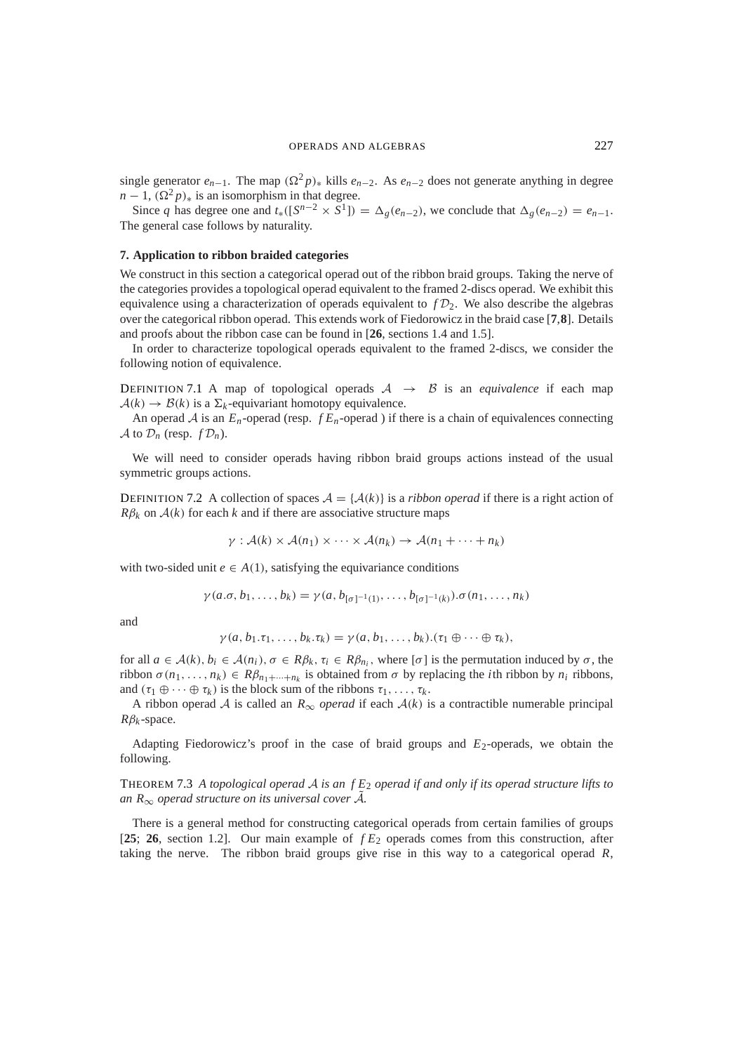single generator $e_{n-1}$. The map $(\Omega^2 p)_*$ kills $e_{n-2}$. As $e_{n-2}$ does not generate anything in degree $n-1$, $(\Omega^2 p)_*$ is an isomorphism in that degree.

Since $q$ has degree one and $t_*([S^{n-2} \times S^1]) = \Delta_g(e_{n-2})$, we conclude that $\Delta_g(e_{n-2}) = e_{n-1}$. The general case follows by naturality.

## 7. Application to ribbon braided categories

We construct in this section a categorical operad out of the ribbon braid groups. Taking the nerve of the categories provides a topological operad equivalent to the framed 2-discs operad. We exhibit this equivalence using a characterization of operads equivalent to $f\mathcal{D}_2$. We also describe the algebras over the categorical ribbon operad. This extends work of Fiedorowicz in the braid case [**7**,**8**]. Details and proofs about the ribbon case can be found in [**26**, sections 1.4 and 1.5].

In order to characterize topological operads equivalent to the framed 2-discs, we consider the following notion of equivalence.

DEFINITION 7.1 A map of topological operads $\mathcal{A} \to \mathcal{B}$ is an *equivalence* if each map $\mathcal{A}(k) \to \mathcal{B}(k)$ is a $\Sigma_k$-equivariant homotopy equivalence.

An operad $\mathcal{A}$ is an $E_n$-operad (resp. $fE_n$-operad ) if there is a chain of equivalences connecting $\mathcal{A}$ to $\mathcal{D}_n$ (resp. $f\mathcal{D}_n$).

We will need to consider operads having ribbon braid groups actions instead of the usual symmetric groups actions.

DEFINITION 7.2 A collection of spaces $\mathcal{A} = \{\mathcal{A}(k)\}$ is a *ribbon operad* if there is a right action of $R\beta_k$ on $\mathcal{A}(k)$ for each $k$ and if there are associative structure maps

$$\gamma : \mathcal{A}(k) \times \mathcal{A}(n_1) \times \cdots \times \mathcal{A}(n_k) \to \mathcal{A}(n_1 + \cdots + n_k)$$

with two-sided unit $e \in A(1)$, satisfying the equivariance conditions

$$\gamma(a.\sigma, b_1, \ldots, b_k) = \gamma(a, b_{[\sigma]^{-1}(1)}, \ldots, b_{[\sigma]^{-1}(k)}).\sigma(n_1, \ldots, n_k)$$

and

$$\gamma(a, b_1.\tau_1, \ldots, b_k.\tau_k) = \gamma(a, b_1, \ldots, b_k).(\tau_1 \oplus \cdots \oplus \tau_k),$$

for all $a \in \mathcal{A}(k)$, $b_i \in \mathcal{A}(n_i)$, $\sigma \in R\beta_k$, $\tau_i \in R\beta_{n_i}$, where $[\sigma]$ is the permutation induced by $\sigma$, the ribbon $\sigma(n_1, \ldots, n_k) \in R\beta_{n_1+\cdots+n_k}$ is obtained from $\sigma$ by replacing the $i$th ribbon by $n_i$ ribbons, and $(\tau_1 \oplus \cdots \oplus \tau_k)$ is the block sum of the ribbons $\tau_1, \ldots, \tau_k$.

A ribbon operad $\mathcal{A}$ is called an $R_\infty$ *operad* if each $\mathcal{A}(k)$ is a contractible numerable principal $R\beta_k$-space.

Adapting Fiedorowicz's proof in the case of braid groups and $E_2$-operads, we obtain the following.

THEOREM 7.3 *A topological operad $\mathcal{A}$ is an $fE_2$ operad if and only if its operad structure lifts to an $R_\infty$ operad structure on its universal cover $\tilde{\mathcal{A}}$.*

There is a general method for constructing categorical operads from certain families of groups [**25**; **26**, section 1.2]. Our main example of $fE_2$ operads comes from this construction, after taking the nerve. The ribbon braid groups give rise in this way to a categorical operad $R$,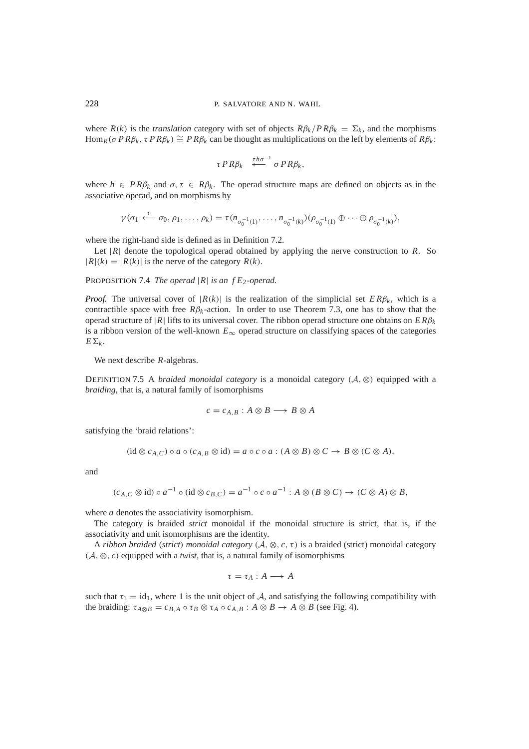where $R(k)$ is the *translation* category with set of objects $R\beta_k/PR\beta_k = \Sigma_k$, and the morphisms $\mathrm{Hom}_R(\sigma PR\beta_k, \tau PR\beta_k) \cong PR\beta_k$ can be thought as multiplications on the left by elements of $R\beta_k$:

$$\tau PR\beta_k \xleftarrow{\tau h \sigma^{-1}} \sigma PR\beta_k,$$

where $h \in PR\beta_k$ and $\sigma, \tau \in R\beta_k$. The operad structure maps are defined on objects as in the associative operad, and on morphisms by

$$\gamma(\sigma_1 \xleftarrow{\tau} \sigma_0, \rho_1, \ldots, \rho_k) = \tau(n_{\sigma_0^{-1}(1)}, \ldots, n_{\sigma_0^{-1}(k)})(\rho_{\sigma_0^{-1}(1)} \oplus \cdots \oplus \rho_{\sigma_0^{-1}(k)}),$$

where the right-hand side is defined as in Definition 7.2.

Let $|R|$ denote the topological operad obtained by applying the nerve construction to $R$. So $|R|(k) = |R(k)|$ is the nerve of the category $R(k)$.

PROPOSITION 7.4 *The operad $|R|$ is an $fE_2$-operad.*

***Proof.*** The universal cover of $|R(k)|$ is the realization of the simplicial set $ER\beta_k$, which is a contractible space with free $R\beta_k$-action. In order to use Theorem 7.3, one has to show that the operad structure of $|R|$ lifts to its universal cover. The ribbon operad structure one obtains on $ER\beta_k$ is a ribbon version of the well-known $E_\infty$ operad structure on classifying spaces of the categories $E\Sigma_k$.

We next describe $R$-algebras.

DEFINITION 7.5 A *braided monoidal category* is a monoidal category $(\mathcal{A}, \otimes)$ equipped with a *braiding*, that is, a natural family of isomorphisms

$$c = c_{A,B} : A \otimes B \longrightarrow B \otimes A$$

satisfying the 'braid relations':

$$(\mathrm{id} \otimes c_{A,C}) \circ a \circ (c_{A,B} \otimes \mathrm{id}) = a \circ c \circ a : (A \otimes B) \otimes C \to B \otimes (C \otimes A),$$

and

$$(c_{A,C} \otimes \mathrm{id}) \circ a^{-1} \circ (\mathrm{id} \otimes c_{B,C}) = a^{-1} \circ c \circ a^{-1} : A \otimes (B \otimes C) \to (C \otimes A) \otimes B,$$

where $a$ denotes the associativity isomorphism.

The category is braided *strict* monoidal if the monoidal structure is strict, that is, if the associativity and unit isomorphisms are the identity.

A *ribbon braided* (*strict*) *monoidal category* $(\mathcal{A}, \otimes, c, \tau)$ is a braided (strict) monoidal category $(\mathcal{A}, \otimes, c)$ equipped with a *twist*, that is, a natural family of isomorphisms

$$\tau = \tau_A : A \longrightarrow A$$

such that $\tau_1 = \mathrm{id}_1$, where 1 is the unit object of $\mathcal{A}$, and satisfying the following compatibility with the braiding: $\tau_{A\otimes B} = c_{B,A} \circ \tau_B \otimes \tau_A \circ c_{A,B} : A \otimes B \to A \otimes B$ (see Fig. 4).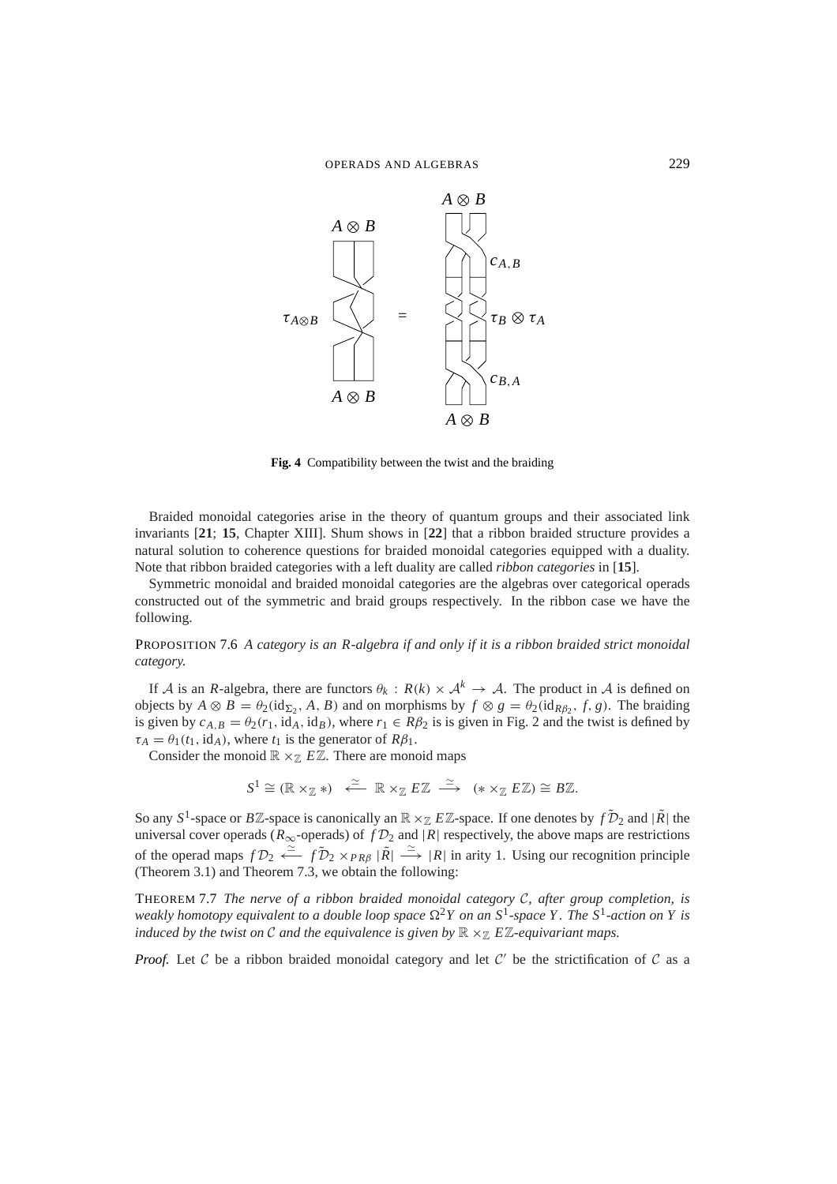**Fig. 4** Compatibility between the twist and the braiding

Braided monoidal categories arise in the theory of quantum groups and their associated link invariants [**21**; **15**, Chapter XIII]. Shum shows in [**22**] that a ribbon braided structure provides a natural solution to coherence questions for braided monoidal categories equipped with a duality. Note that ribbon braided categories with a left duality are called *ribbon categories* in [**15**].

Symmetric monoidal and braided monoidal categories are the algebras over categorical operads constructed out of the symmetric and braid groups respectively. In the ribbon case we have the following.

PROPOSITION 7.6 *A category is an $R$-algebra if and only if it is a ribbon braided strict monoidal category.*

If $\mathcal{A}$ is an $R$-algebra, there are functors $\theta_k : R(k) \times \mathcal{A}^k \to \mathcal{A}$. The product in $\mathcal{A}$ is defined on objects by $A \otimes B = \theta_2(\mathrm{id}_{\Sigma_2}, A, B)$ and on morphisms by $f \otimes g = \theta_2(\mathrm{id}_{R\beta_2}, f, g)$. The braiding is given by $c_{A,B} = \theta_2(r_1, \mathrm{id}_A, \mathrm{id}_B)$, where $r_1 \in R\beta_2$ is is given in Fig. 2 and the twist is defined by $\tau_A = \theta_1(t_1, \mathrm{id}_A)$, where $t_1$ is the generator of $R\beta_1$.

Consider the monoid $\mathbb{R} \times_{\mathbb{Z}} E\mathbb{Z}$. There are monoid maps

$$S^1 \cong (\mathbb{R} \times_{\mathbb{Z}} *) \overset{\simeq}{\longleftarrow} \mathbb{R} \times_{\mathbb{Z}} E\mathbb{Z} \overset{\simeq}{\longrightarrow} (* \times_{\mathbb{Z}} E\mathbb{Z}) \cong B\mathbb{Z}.$$

So any $S^1$-space or $B\mathbb{Z}$-space is canonically an $\mathbb{R} \times_{\mathbb{Z}} E\mathbb{Z}$-space. If one denotes by $f\tilde{\mathcal{D}}_2$ and $|\tilde{R}|$ the universal cover operads ($R_\infty$-operads) of $f\mathcal{D}_2$ and $|R|$ respectively, the above maps are restrictions of the operad maps $f\mathcal{D}_2 \overset{\simeq}{\longleftarrow} f\tilde{\mathcal{D}}_2 \times_{PR\beta} |\tilde{R}| \overset{\simeq}{\longrightarrow} |R|$ in arity 1. Using our recognition principle (Theorem 3.1) and Theorem 7.3, we obtain the following:

THEOREM 7.7 *The nerve of a ribbon braided monoidal category $\mathcal{C}$, after group completion, is weakly homotopy equivalent to a double loop space $\Omega^2 Y$ on an $S^1$-space $Y$. The $S^1$-action on $Y$ is induced by the twist on $\mathcal{C}$ and the equivalence is given by $\mathbb{R} \times_{\mathbb{Z}} E\mathbb{Z}$-equivariant maps.*

*Proof.* Let $\mathcal{C}$ be a ribbon braided monoidal category and let $\mathcal{C}'$ be the strictification of $\mathcal{C}$ as a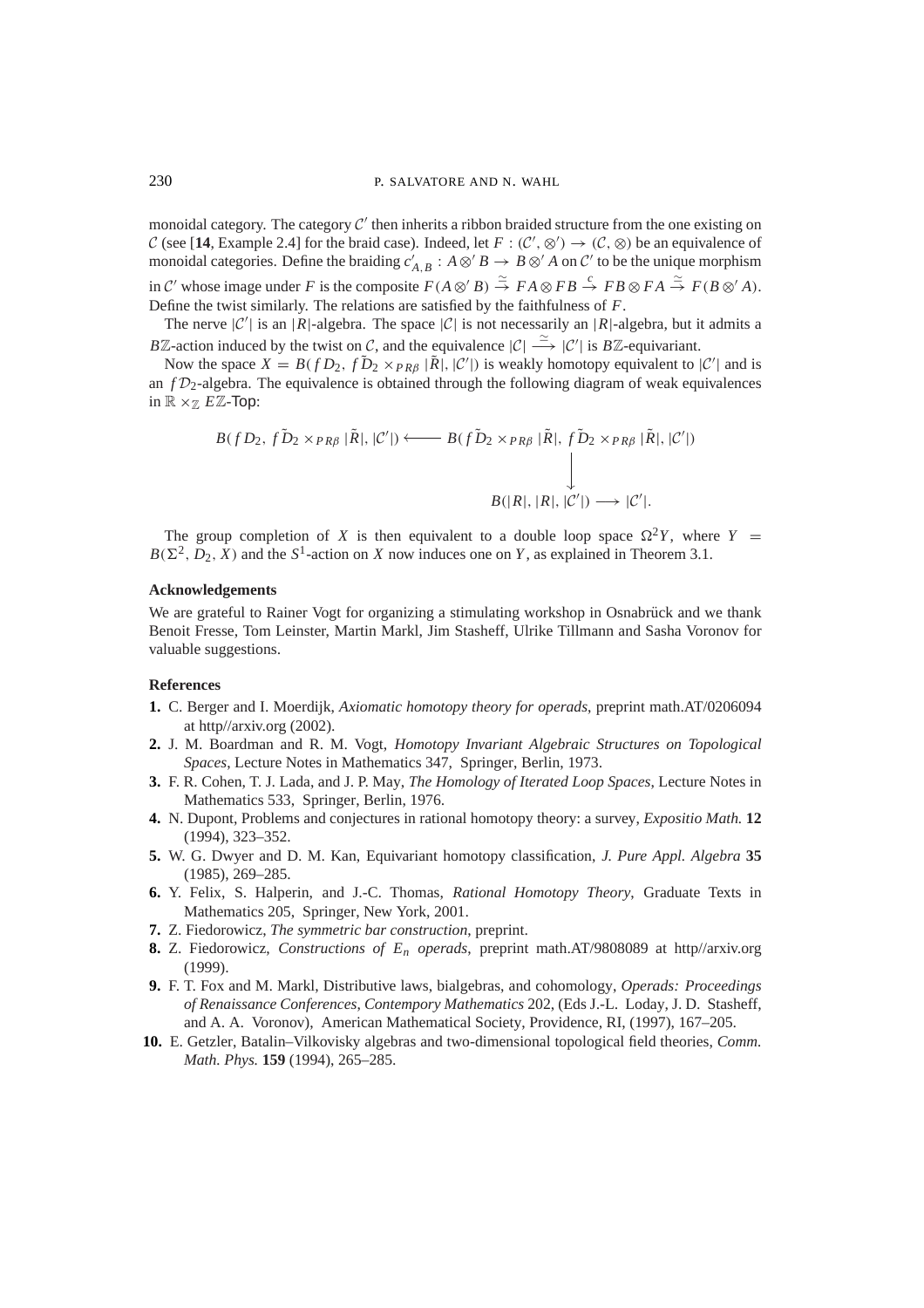monoidal category. The category $\mathcal{C}'$ then inherits a ribbon braided structure from the one existing on $\mathcal{C}$ (see [**14**, Example 2.4] for the braid case). Indeed, let $F : (\mathcal{C}', \otimes') \to (\mathcal{C}, \otimes)$ be an equivalence of monoidal categories. Define the braiding $c'_{A,B} : A \otimes' B \to B \otimes' A$ on $\mathcal{C}'$ to be the unique morphism in $\mathcal{C}'$ whose image under $F$ is the composite $F(A \otimes' B) \stackrel{\simeq}{\to} FA \otimes FB \stackrel{c}{\to} FB \otimes FA \stackrel{\simeq}{\to} F(B \otimes' A)$. Define the twist similarly. The relations are satisfied by the faithfulness of $F$.

The nerve $|\mathcal{C}'|$ is an $|R|$-algebra. The space $|\mathcal{C}|$ is not necessarily an $|R|$-algebra, but it admits a $B\mathbb{Z}$-action induced by the twist on $\mathcal{C}$, and the equivalence $|\mathcal{C}| \xrightarrow{\simeq} |\mathcal{C}'|$ is $B\mathbb{Z}$-equivariant.

Now the space $X = B(fD_2, f\tilde{D}_2 \times_{PR\beta} |\tilde{R}|, |\mathcal{C}'|)$ is weakly homotopy equivalent to $|\mathcal{C}'|$ and is an $f\mathcal{D}_2$-algebra. The equivalence is obtained through the following diagram of weak equivalences in $\mathbb{R} \times_{\mathbb{Z}} E\mathbb{Z}$-Top:

$$\begin{array}{ccc}
B(fD_2, f\tilde{D}_2 \times_{PR\beta} |\tilde{R}|, |\mathcal{C}'|) & \longleftarrow & B(f\tilde{D}_2 \times_{PR\beta} |\tilde{R}|, f\tilde{D}_2 \times_{PR\beta} |\tilde{R}|, |\mathcal{C}'|) \\
 & & \downarrow \\
 & & B(|R|, |R|, |\mathcal{C}'|) \longrightarrow |\mathcal{C}'|.
\end{array}$$

The group completion of $X$ is then equivalent to a double loop space $\Omega^2 Y$, where $Y = B(\Sigma^2, D_2, X)$ and the $S^1$-action on $X$ now induces one on $Y$, as explained in Theorem 3.1.

### Acknowledgements

We are grateful to Rainer Vogt for organizing a stimulating workshop in Osnabrück and we thank Benoit Fresse, Tom Leinster, Martin Markl, Jim Stasheff, Ulrike Tillmann and Sasha Voronov for valuable suggestions.

### References

**1.** C. Berger and I. Moerdijk, *Axiomatic homotopy theory for operads*, preprint math.AT/0206094 at http//arxiv.org (2002).

**2.** J. M. Boardman and R. M. Vogt, *Homotopy Invariant Algebraic Structures on Topological Spaces*, Lecture Notes in Mathematics 347, Springer, Berlin, 1973.

**3.** F. R. Cohen, T. J. Lada, and J. P. May, *The Homology of Iterated Loop Spaces*, Lecture Notes in Mathematics 533, Springer, Berlin, 1976.

**4.** N. Dupont, Problems and conjectures in rational homotopy theory: a survey, *Expositio Math.* **12** (1994), 323–352.

**5.** W. G. Dwyer and D. M. Kan, Equivariant homotopy classification, *J. Pure Appl. Algebra* **35** (1985), 269–285.

**6.** Y. Felix, S. Halperin, and J.-C. Thomas, *Rational Homotopy Theory*, Graduate Texts in Mathematics 205, Springer, New York, 2001.

**7.** Z. Fiedorowicz, *The symmetric bar construction*, preprint.

**8.** Z. Fiedorowicz, *Constructions of $E_n$ operads*, preprint math.AT/9808089 at http//arxiv.org (1999).

**9.** F. T. Fox and M. Markl, Distributive laws, bialgebras, and cohomology, *Operads: Proceedings of Renaissance Conferences*, *Contempory Mathematics* 202, (Eds J.-L. Loday, J. D. Stasheff, and A. A. Voronov), American Mathematical Society, Providence, RI, (1997), 167–205.

**10.** E. Getzler, Batalin–Vilkovisky algebras and two-dimensional topological field theories, *Comm. Math. Phys.* **159** (1994), 265–285.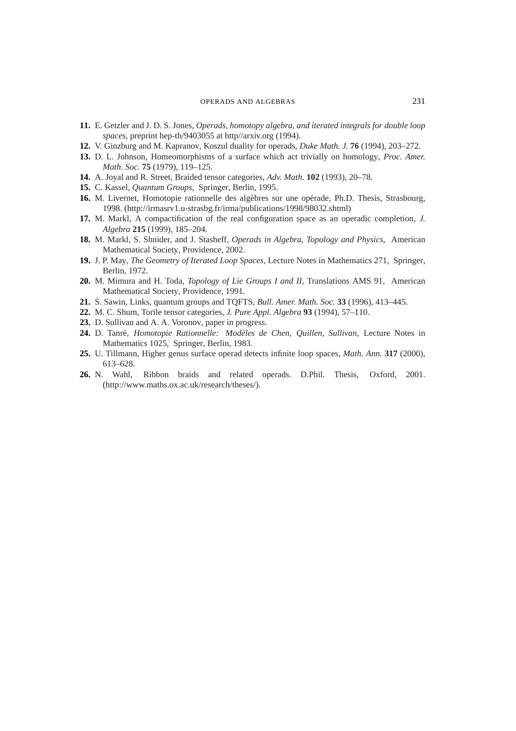**11.** E. Getzler and J. D. S. Jones, *Operads, homotopy algebra, and iterated integrals for double loop spaces*, preprint hep-th/9403055 at http//arxiv.org (1994).

**12.** V. Ginzburg and M. Kapranov, Koszul duality for operads, *Duke Math. J.* **76** (1994), 203–272.

**13.** D. L. Johnson, Homeomorphisms of a surface which act trivially on homology, *Proc. Amer. Math. Soc.* **75** (1979), 119–125.

**14.** A. Joyal and R. Street, Braided tensor categories, *Adv. Math.* **102** (1993), 20–78.

**15.** C. Kassel, *Quantum Groups*, Springer, Berlin, 1995.

**16.** M. Livernet, Homotopie rationnelle des algèbres sur une opérade, Ph.D. Thesis, Strasbourg, 1998. (http://irmasrv1.u-strasbg.fr/irma/publications/1998/98032.shtml)

**17.** M. Markl, A compactification of the real configuration space as an operadic completion, *J. Algebra* **215** (1999), 185–204.

**18.** M. Markl, S. Shnider, and J. Stasheff, *Operads in Algebra, Topology and Physics*, American Mathematical Society, Providence, 2002.

**19.** J. P. May, *The Geometry of Iterated Loop Spaces*, Lecture Notes in Mathematics 271, Springer, Berlin, 1972.

**20.** M. Mimura and H. Toda, *Topology of Lie Groups I and II*, Translations AMS 91, American Mathematical Society, Providence, 1991.

**21.** S. Sawin, Links, quantum groups and TQFTS, *Bull. Amer. Math. Soc.* **33** (1996), 413–445.

**22.** M. C. Shum, Torile tensor categories, *J. Pure Appl. Algebra* **93** (1994), 57–110.

**23.** D. Sullivan and A. A. Voronov, paper in progress.

**24.** D. Tanré, *Homotopie Rationnelle: Modèles de Chen, Quillen, Sullivan*, Lecture Notes in Mathematics 1025, Springer, Berlin, 1983.

**25.** U. Tillmann, Higher genus surface operad detects infinite loop spaces, *Math. Ann.* **317** (2000), 613–628.

**26.** N. Wahl, Ribbon braids and related operads. D.Phil. Thesis, Oxford, 2001. (http://www.maths.ox.ac.uk/research/theses/).